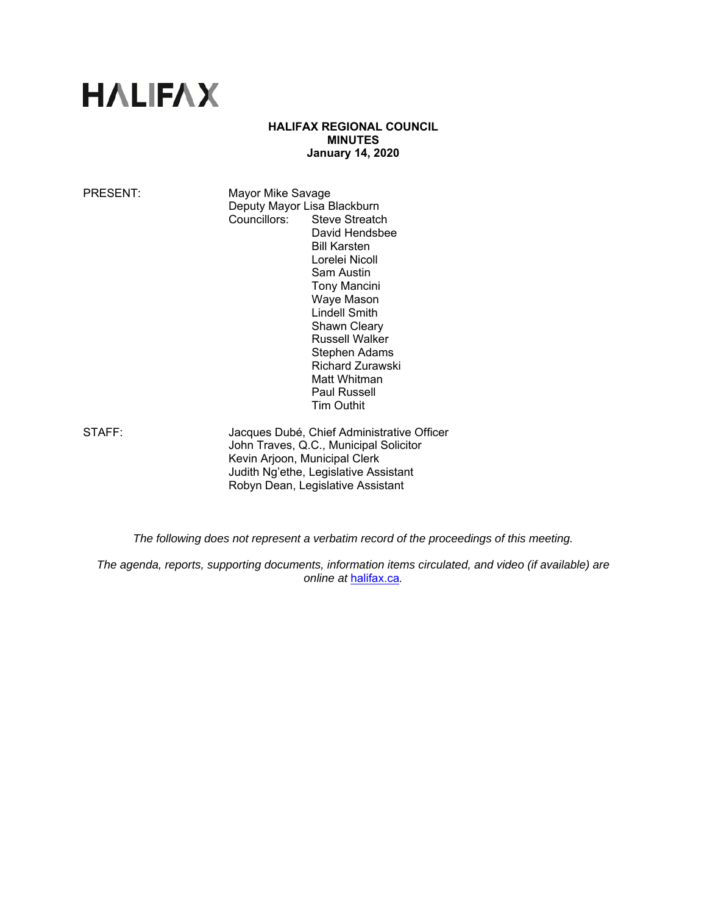# HALIFAX

**HALIFAX REGIONAL COUNCIL**
**MINUTES**
**January 14, 2020**

PRESENT: Mayor Mike Savage
Deputy Mayor Lisa Blackburn
Councillors: Steve Streatch
David Hendsbee
Bill Karsten
Lorelei Nicoll
Sam Austin
Tony Mancini
Waye Mason
Lindell Smith
Shawn Cleary
Russell Walker
Stephen Adams
Richard Zurawski
Matt Whitman
Paul Russell
Tim Outhit

STAFF: Jacques Dubé, Chief Administrative Officer
John Traves, Q.C., Municipal Solicitor
Kevin Arjoon, Municipal Clerk
Judith Ng'ethe, Legislative Assistant
Robyn Dean, Legislative Assistant

*The following does not represent a verbatim record of the proceedings of this meeting.*

*The agenda, reports, supporting documents, information items circulated, and video (if available) are online at [halifax.ca](halifax.ca).*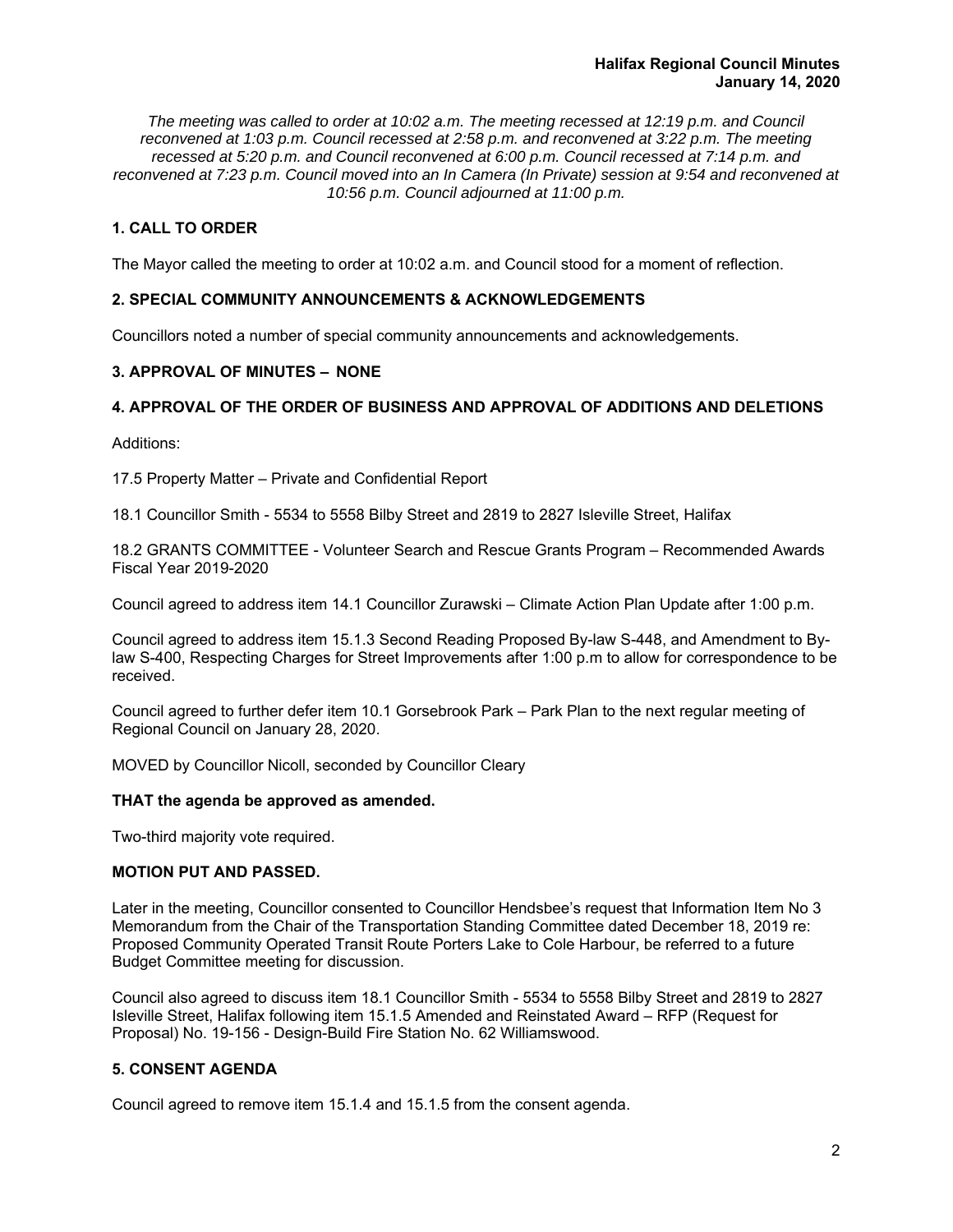*The meeting was called to order at 10:02 a.m. The meeting recessed at 12:19 p.m. and Council reconvened at 1:03 p.m. Council recessed at 2:58 p.m. and reconvened at 3:22 p.m. The meeting recessed at 5:20 p.m. and Council reconvened at 6:00 p.m. Council recessed at 7:14 p.m. and reconvened at 7:23 p.m. Council moved into an In Camera (In Private) session at 9:54 and reconvened at 10:56 p.m. Council adjourned at 11:00 p.m.*

## 1. CALL TO ORDER

The Mayor called the meeting to order at 10:02 a.m. and Council stood for a moment of reflection.

## 2. SPECIAL COMMUNITY ANNOUNCEMENTS & ACKNOWLEDGEMENTS

Councillors noted a number of special community announcements and acknowledgements.

## 3. APPROVAL OF MINUTES – NONE

## 4. APPROVAL OF THE ORDER OF BUSINESS AND APPROVAL OF ADDITIONS AND DELETIONS

Additions:

17.5 Property Matter – Private and Confidential Report

18.1 Councillor Smith - 5534 to 5558 Bilby Street and 2819 to 2827 Isleville Street, Halifax

18.2 GRANTS COMMITTEE - Volunteer Search and Rescue Grants Program – Recommended Awards Fiscal Year 2019-2020

Council agreed to address item 14.1 Councillor Zurawski – Climate Action Plan Update after 1:00 p.m.

Council agreed to address item 15.1.3 Second Reading Proposed By-law S-448, and Amendment to By-law S-400, Respecting Charges for Street Improvements after 1:00 p.m to allow for correspondence to be received.

Council agreed to further defer item 10.1 Gorsebrook Park – Park Plan to the next regular meeting of Regional Council on January 28, 2020.

MOVED by Councillor Nicoll, seconded by Councillor Cleary

**THAT the agenda be approved as amended.**

Two-third majority vote required.

**MOTION PUT AND PASSED.**

Later in the meeting, Councillor consented to Councillor Hendsbee's request that Information Item No 3 Memorandum from the Chair of the Transportation Standing Committee dated December 18, 2019 re: Proposed Community Operated Transit Route Porters Lake to Cole Harbour, be referred to a future Budget Committee meeting for discussion.

Council also agreed to discuss item 18.1 Councillor Smith - 5534 to 5558 Bilby Street and 2819 to 2827 Isleville Street, Halifax following item 15.1.5 Amended and Reinstated Award – RFP (Request for Proposal) No. 19-156 - Design-Build Fire Station No. 62 Williamswood.

## 5. CONSENT AGENDA

Council agreed to remove item 15.1.4 and 15.1.5 from the consent agenda.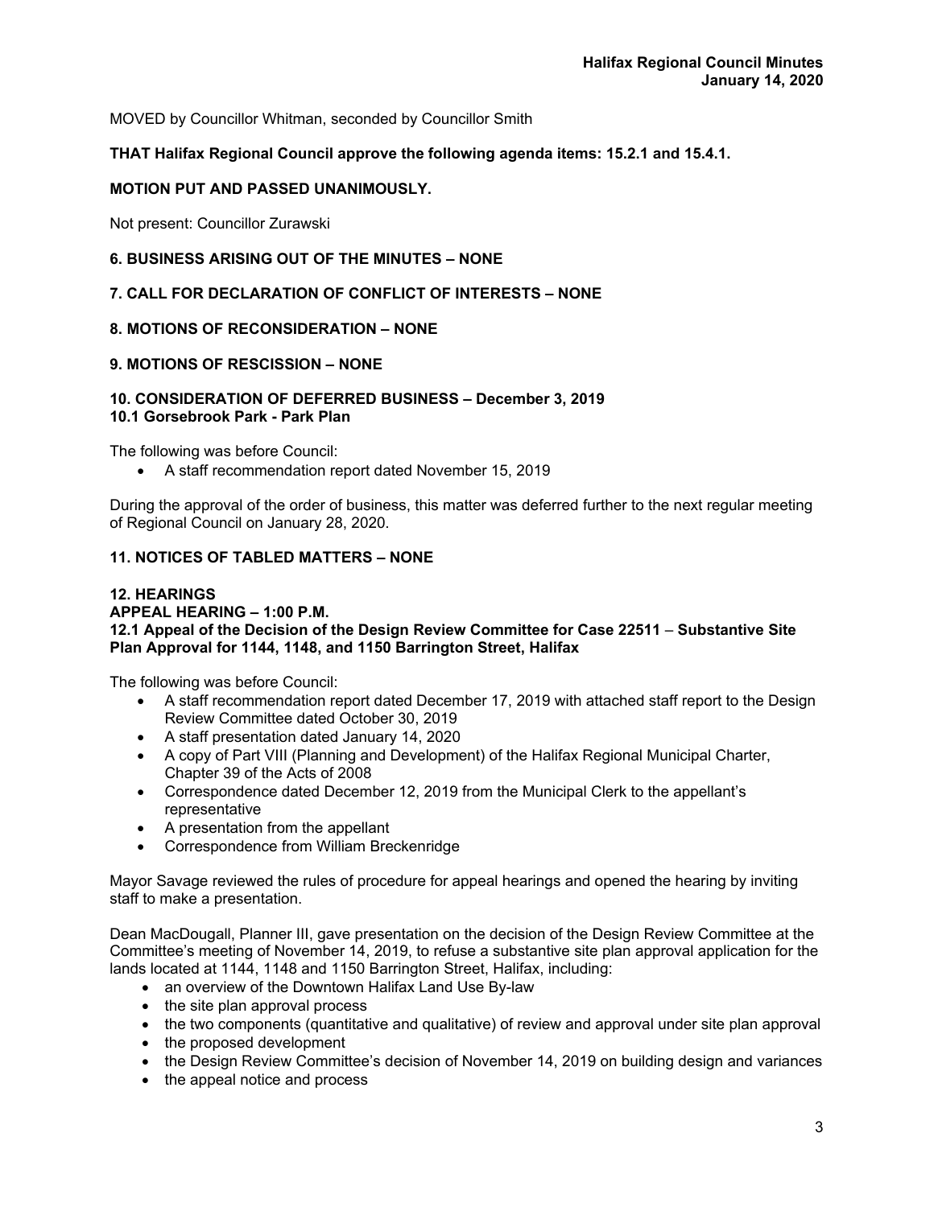MOVED by Councillor Whitman, seconded by Councillor Smith

**THAT Halifax Regional Council approve the following agenda items: 15.2.1 and 15.4.1.**

**MOTION PUT AND PASSED UNANIMOUSLY.**

Not present: Councillor Zurawski

## 6. BUSINESS ARISING OUT OF THE MINUTES – NONE

## 7. CALL FOR DECLARATION OF CONFLICT OF INTERESTS – NONE

## 8. MOTIONS OF RECONSIDERATION – NONE

## 9. MOTIONS OF RESCISSION – NONE

## 10. CONSIDERATION OF DEFERRED BUSINESS – December 3, 2019

### 10.1 Gorsebrook Park - Park Plan

The following was before Council:

- A staff recommendation report dated November 15, 2019

During the approval of the order of business, this matter was deferred further to the next regular meeting of Regional Council on January 28, 2020.

## 11. NOTICES OF TABLED MATTERS – NONE

## 12. HEARINGS

**APPEAL HEARING – 1:00 P.M.**

### 12.1 Appeal of the Decision of the Design Review Committee for Case 22511 – Substantive Site Plan Approval for 1144, 1148, and 1150 Barrington Street, Halifax

The following was before Council:

- A staff recommendation report dated December 17, 2019 with attached staff report to the Design Review Committee dated October 30, 2019
- A staff presentation dated January 14, 2020
- A copy of Part VIII (Planning and Development) of the Halifax Regional Municipal Charter, Chapter 39 of the Acts of 2008
- Correspondence dated December 12, 2019 from the Municipal Clerk to the appellant's representative
- A presentation from the appellant
- Correspondence from William Breckenridge

Mayor Savage reviewed the rules of procedure for appeal hearings and opened the hearing by inviting staff to make a presentation.

Dean MacDougall, Planner III, gave presentation on the decision of the Design Review Committee at the Committee's meeting of November 14, 2019, to refuse a substantive site plan approval application for the lands located at 1144, 1148 and 1150 Barrington Street, Halifax, including:

- an overview of the Downtown Halifax Land Use By-law
- the site plan approval process
- the two components (quantitative and qualitative) of review and approval under site plan approval
- the proposed development
- the Design Review Committee's decision of November 14, 2019 on building design and variances
- the appeal notice and process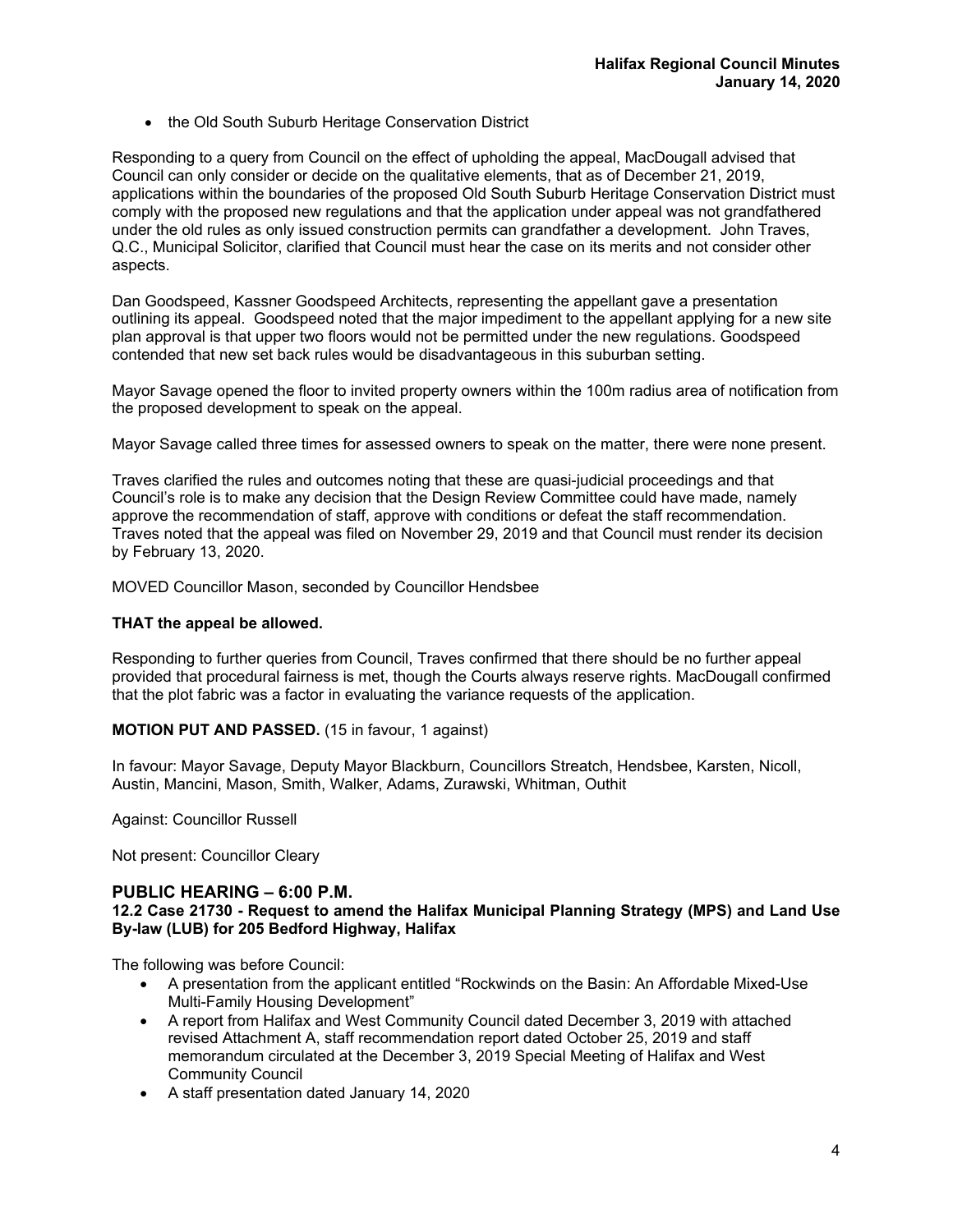- the Old South Suburb Heritage Conservation District

Responding to a query from Council on the effect of upholding the appeal, MacDougall advised that Council can only consider or decide on the qualitative elements, that as of December 21, 2019, applications within the boundaries of the proposed Old South Suburb Heritage Conservation District must comply with the proposed new regulations and that the application under appeal was not grandfathered under the old rules as only issued construction permits can grandfather a development. John Traves, Q.C., Municipal Solicitor, clarified that Council must hear the case on its merits and not consider other aspects.

Dan Goodspeed, Kassner Goodspeed Architects, representing the appellant gave a presentation outlining its appeal. Goodspeed noted that the major impediment to the appellant applying for a new site plan approval is that upper two floors would not be permitted under the new regulations. Goodspeed contended that new set back rules would be disadvantageous in this suburban setting.

Mayor Savage opened the floor to invited property owners within the 100m radius area of notification from the proposed development to speak on the appeal.

Mayor Savage called three times for assessed owners to speak on the matter, there were none present.

Traves clarified the rules and outcomes noting that these are quasi-judicial proceedings and that Council's role is to make any decision that the Design Review Committee could have made, namely approve the recommendation of staff, approve with conditions or defeat the staff recommendation. Traves noted that the appeal was filed on November 29, 2019 and that Council must render its decision by February 13, 2020.

MOVED Councillor Mason, seconded by Councillor Hendsbee

**THAT the appeal be allowed.**

Responding to further queries from Council, Traves confirmed that there should be no further appeal provided that procedural fairness is met, though the Courts always reserve rights. MacDougall confirmed that the plot fabric was a factor in evaluating the variance requests of the application.

**MOTION PUT AND PASSED.** (15 in favour, 1 against)

In favour: Mayor Savage, Deputy Mayor Blackburn, Councillors Streatch, Hendsbee, Karsten, Nicoll, Austin, Mancini, Mason, Smith, Walker, Adams, Zurawski, Whitman, Outhit

Against: Councillor Russell

Not present: Councillor Cleary

## PUBLIC HEARING – 6:00 P.M.

### 12.2 Case 21730 - Request to amend the Halifax Municipal Planning Strategy (MPS) and Land Use By-law (LUB) for 205 Bedford Highway, Halifax

The following was before Council:

- A presentation from the applicant entitled "Rockwinds on the Basin: An Affordable Mixed-Use Multi-Family Housing Development"
- A report from Halifax and West Community Council dated December 3, 2019 with attached revised Attachment A, staff recommendation report dated October 25, 2019 and staff memorandum circulated at the December 3, 2019 Special Meeting of Halifax and West Community Council
- A staff presentation dated January 14, 2020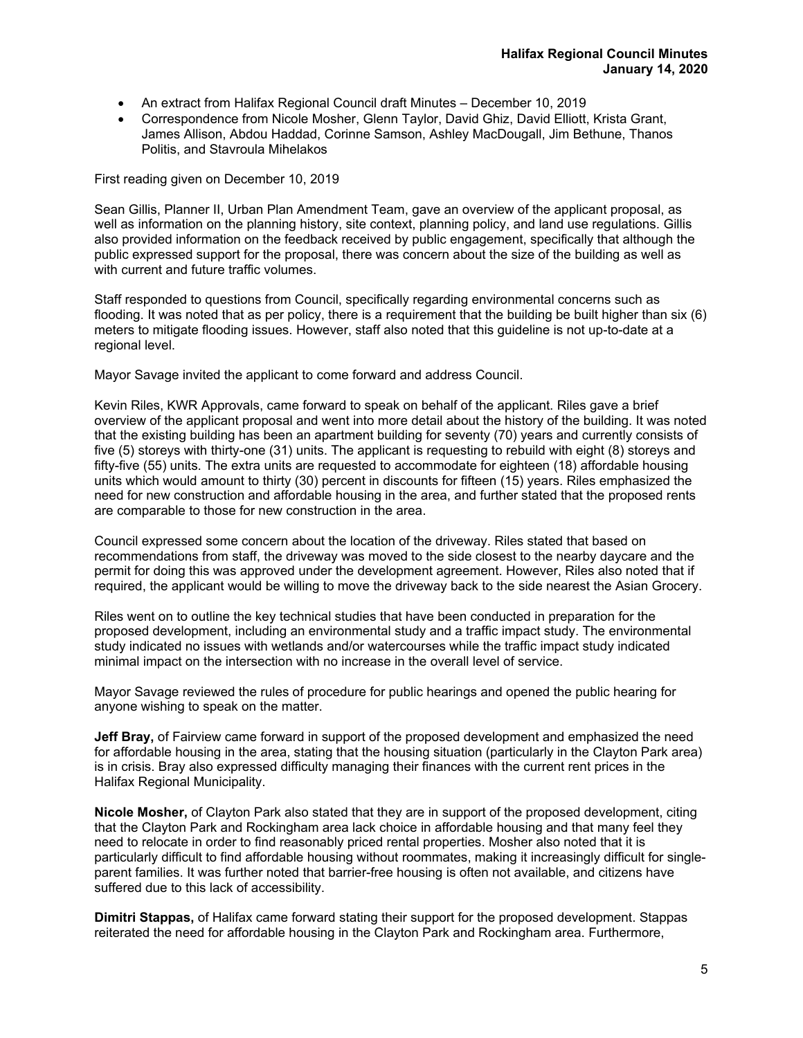- An extract from Halifax Regional Council draft Minutes – December 10, 2019
- Correspondence from Nicole Mosher, Glenn Taylor, David Ghiz, David Elliott, Krista Grant, James Allison, Abdou Haddad, Corinne Samson, Ashley MacDougall, Jim Bethune, Thanos Politis, and Stavroula Mihelakos

First reading given on December 10, 2019

Sean Gillis, Planner II, Urban Plan Amendment Team, gave an overview of the applicant proposal, as well as information on the planning history, site context, planning policy, and land use regulations. Gillis also provided information on the feedback received by public engagement, specifically that although the public expressed support for the proposal, there was concern about the size of the building as well as with current and future traffic volumes.

Staff responded to questions from Council, specifically regarding environmental concerns such as flooding. It was noted that as per policy, there is a requirement that the building be built higher than six (6) meters to mitigate flooding issues. However, staff also noted that this guideline is not up-to-date at a regional level.

Mayor Savage invited the applicant to come forward and address Council.

Kevin Riles, KWR Approvals, came forward to speak on behalf of the applicant. Riles gave a brief overview of the applicant proposal and went into more detail about the history of the building. It was noted that the existing building has been an apartment building for seventy (70) years and currently consists of five (5) storeys with thirty-one (31) units. The applicant is requesting to rebuild with eight (8) storeys and fifty-five (55) units. The extra units are requested to accommodate for eighteen (18) affordable housing units which would amount to thirty (30) percent in discounts for fifteen (15) years. Riles emphasized the need for new construction and affordable housing in the area, and further stated that the proposed rents are comparable to those for new construction in the area.

Council expressed some concern about the location of the driveway. Riles stated that based on recommendations from staff, the driveway was moved to the side closest to the nearby daycare and the permit for doing this was approved under the development agreement. However, Riles also noted that if required, the applicant would be willing to move the driveway back to the side nearest the Asian Grocery.

Riles went on to outline the key technical studies that have been conducted in preparation for the proposed development, including an environmental study and a traffic impact study. The environmental study indicated no issues with wetlands and/or watercourses while the traffic impact study indicated minimal impact on the intersection with no increase in the overall level of service.

Mayor Savage reviewed the rules of procedure for public hearings and opened the public hearing for anyone wishing to speak on the matter.

**Jeff Bray,** of Fairview came forward in support of the proposed development and emphasized the need for affordable housing in the area, stating that the housing situation (particularly in the Clayton Park area) is in crisis. Bray also expressed difficulty managing their finances with the current rent prices in the Halifax Regional Municipality.

**Nicole Mosher,** of Clayton Park also stated that they are in support of the proposed development, citing that the Clayton Park and Rockingham area lack choice in affordable housing and that many feel they need to relocate in order to find reasonably priced rental properties. Mosher also noted that it is particularly difficult to find affordable housing without roommates, making it increasingly difficult for single-parent families. It was further noted that barrier-free housing is often not available, and citizens have suffered due to this lack of accessibility.

**Dimitri Stappas,** of Halifax came forward stating their support for the proposed development. Stappas reiterated the need for affordable housing in the Clayton Park and Rockingham area. Furthermore,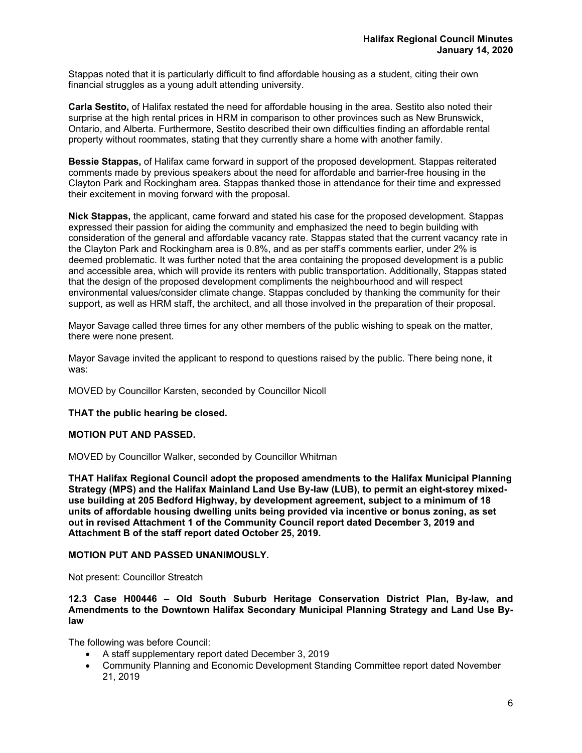Stappas noted that it is particularly difficult to find affordable housing as a student, citing their own financial struggles as a young adult attending university.

**Carla Sestito,** of Halifax restated the need for affordable housing in the area. Sestito also noted their surprise at the high rental prices in HRM in comparison to other provinces such as New Brunswick, Ontario, and Alberta. Furthermore, Sestito described their own difficulties finding an affordable rental property without roommates, stating that they currently share a home with another family.

**Bessie Stappas,** of Halifax came forward in support of the proposed development. Stappas reiterated comments made by previous speakers about the need for affordable and barrier-free housing in the Clayton Park and Rockingham area. Stappas thanked those in attendance for their time and expressed their excitement in moving forward with the proposal.

**Nick Stappas,** the applicant, came forward and stated his case for the proposed development. Stappas expressed their passion for aiding the community and emphasized the need to begin building with consideration of the general and affordable vacancy rate. Stappas stated that the current vacancy rate in the Clayton Park and Rockingham area is 0.8%, and as per staff's comments earlier, under 2% is deemed problematic. It was further noted that the area containing the proposed development is a public and accessible area, which will provide its renters with public transportation. Additionally, Stappas stated that the design of the proposed development compliments the neighbourhood and will respect environmental values/consider climate change. Stappas concluded by thanking the community for their support, as well as HRM staff, the architect, and all those involved in the preparation of their proposal.

Mayor Savage called three times for any other members of the public wishing to speak on the matter, there were none present.

Mayor Savage invited the applicant to respond to questions raised by the public. There being none, it was:

MOVED by Councillor Karsten, seconded by Councillor Nicoll

**THAT the public hearing be closed.**

**MOTION PUT AND PASSED.**

MOVED by Councillor Walker, seconded by Councillor Whitman

**THAT Halifax Regional Council adopt the proposed amendments to the Halifax Municipal Planning Strategy (MPS) and the Halifax Mainland Land Use By-law (LUB), to permit an eight-storey mixed-use building at 205 Bedford Highway, by development agreement, subject to a minimum of 18 units of affordable housing dwelling units being provided via incentive or bonus zoning, as set out in revised Attachment 1 of the Community Council report dated December 3, 2019 and Attachment B of the staff report dated October 25, 2019.**

**MOTION PUT AND PASSED UNANIMOUSLY.**

Not present: Councillor Streatch

**12.3 Case H00446 – Old South Suburb Heritage Conservation District Plan, By-law, and Amendments to the Downtown Halifax Secondary Municipal Planning Strategy and Land Use By-law**

The following was before Council:

- A staff supplementary report dated December 3, 2019
- Community Planning and Economic Development Standing Committee report dated November 21, 2019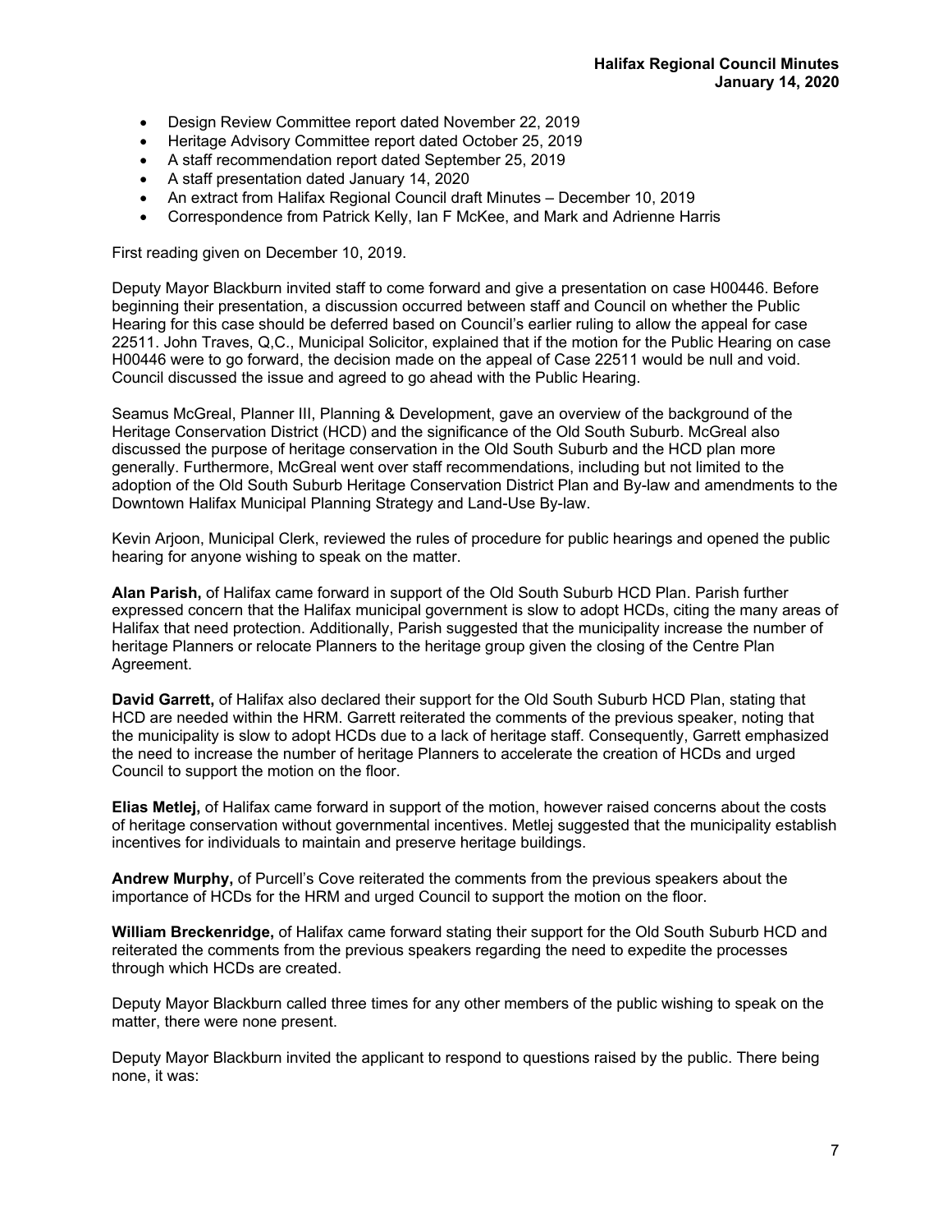- Design Review Committee report dated November 22, 2019
- Heritage Advisory Committee report dated October 25, 2019
- A staff recommendation report dated September 25, 2019
- A staff presentation dated January 14, 2020
- An extract from Halifax Regional Council draft Minutes – December 10, 2019
- Correspondence from Patrick Kelly, Ian F McKee, and Mark and Adrienne Harris

First reading given on December 10, 2019.

Deputy Mayor Blackburn invited staff to come forward and give a presentation on case H00446. Before beginning their presentation, a discussion occurred between staff and Council on whether the Public Hearing for this case should be deferred based on Council's earlier ruling to allow the appeal for case 22511. John Traves, Q,C., Municipal Solicitor, explained that if the motion for the Public Hearing on case H00446 were to go forward, the decision made on the appeal of Case 22511 would be null and void. Council discussed the issue and agreed to go ahead with the Public Hearing.

Seamus McGreal, Planner III, Planning & Development, gave an overview of the background of the Heritage Conservation District (HCD) and the significance of the Old South Suburb. McGreal also discussed the purpose of heritage conservation in the Old South Suburb and the HCD plan more generally. Furthermore, McGreal went over staff recommendations, including but not limited to the adoption of the Old South Suburb Heritage Conservation District Plan and By-law and amendments to the Downtown Halifax Municipal Planning Strategy and Land-Use By-law.

Kevin Arjoon, Municipal Clerk, reviewed the rules of procedure for public hearings and opened the public hearing for anyone wishing to speak on the matter.

**Alan Parish,** of Halifax came forward in support of the Old South Suburb HCD Plan. Parish further expressed concern that the Halifax municipal government is slow to adopt HCDs, citing the many areas of Halifax that need protection. Additionally, Parish suggested that the municipality increase the number of heritage Planners or relocate Planners to the heritage group given the closing of the Centre Plan Agreement.

**David Garrett,** of Halifax also declared their support for the Old South Suburb HCD Plan, stating that HCD are needed within the HRM. Garrett reiterated the comments of the previous speaker, noting that the municipality is slow to adopt HCDs due to a lack of heritage staff. Consequently, Garrett emphasized the need to increase the number of heritage Planners to accelerate the creation of HCDs and urged Council to support the motion on the floor.

**Elias Metlej,** of Halifax came forward in support of the motion, however raised concerns about the costs of heritage conservation without governmental incentives. Metlej suggested that the municipality establish incentives for individuals to maintain and preserve heritage buildings.

**Andrew Murphy,** of Purcell's Cove reiterated the comments from the previous speakers about the importance of HCDs for the HRM and urged Council to support the motion on the floor.

**William Breckenridge,** of Halifax came forward stating their support for the Old South Suburb HCD and reiterated the comments from the previous speakers regarding the need to expedite the processes through which HCDs are created.

Deputy Mayor Blackburn called three times for any other members of the public wishing to speak on the matter, there were none present.

Deputy Mayor Blackburn invited the applicant to respond to questions raised by the public. There being none, it was: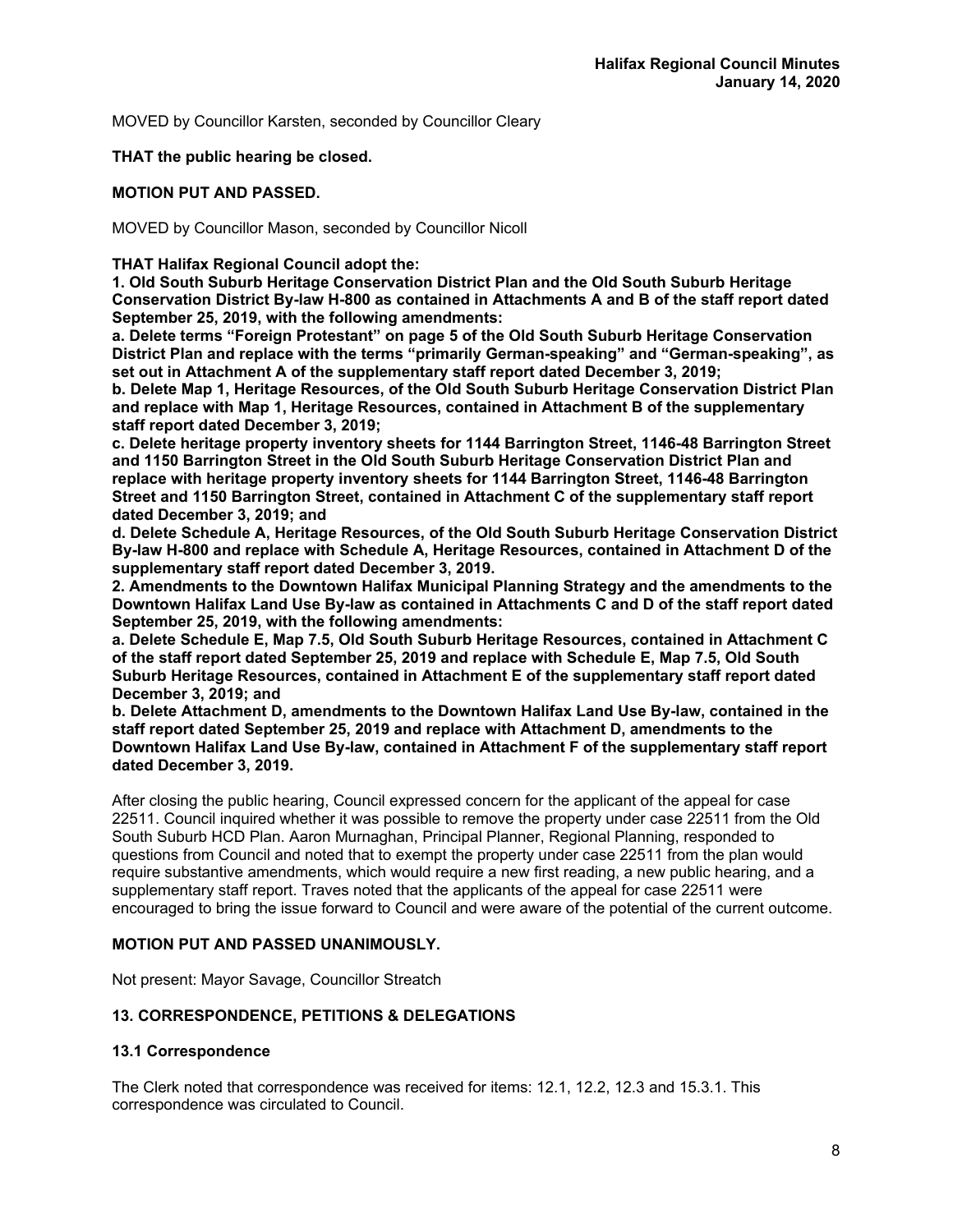MOVED by Councillor Karsten, seconded by Councillor Cleary

**THAT the public hearing be closed.**

**MOTION PUT AND PASSED.**

MOVED by Councillor Mason, seconded by Councillor Nicoll

**THAT Halifax Regional Council adopt the:**
**1. Old South Suburb Heritage Conservation District Plan and the Old South Suburb Heritage Conservation District By-law H-800 as contained in Attachments A and B of the staff report dated September 25, 2019, with the following amendments:**
**a. Delete terms "Foreign Protestant" on page 5 of the Old South Suburb Heritage Conservation District Plan and replace with the terms "primarily German-speaking" and "German-speaking", as set out in Attachment A of the supplementary staff report dated December 3, 2019;**
**b. Delete Map 1, Heritage Resources, of the Old South Suburb Heritage Conservation District Plan and replace with Map 1, Heritage Resources, contained in Attachment B of the supplementary staff report dated December 3, 2019;**
**c. Delete heritage property inventory sheets for 1144 Barrington Street, 1146-48 Barrington Street and 1150 Barrington Street in the Old South Suburb Heritage Conservation District Plan and replace with heritage property inventory sheets for 1144 Barrington Street, 1146-48 Barrington Street and 1150 Barrington Street, contained in Attachment C of the supplementary staff report dated December 3, 2019; and**
**d. Delete Schedule A, Heritage Resources, of the Old South Suburb Heritage Conservation District By-law H-800 and replace with Schedule A, Heritage Resources, contained in Attachment D of the supplementary staff report dated December 3, 2019.**
**2. Amendments to the Downtown Halifax Municipal Planning Strategy and the amendments to the Downtown Halifax Land Use By-law as contained in Attachments C and D of the staff report dated September 25, 2019, with the following amendments:**
**a. Delete Schedule E, Map 7.5, Old South Suburb Heritage Resources, contained in Attachment C of the staff report dated September 25, 2019 and replace with Schedule E, Map 7.5, Old South Suburb Heritage Resources, contained in Attachment E of the supplementary staff report dated December 3, 2019; and**
**b. Delete Attachment D, amendments to the Downtown Halifax Land Use By-law, contained in the staff report dated September 25, 2019 and replace with Attachment D, amendments to the Downtown Halifax Land Use By-law, contained in Attachment F of the supplementary staff report dated December 3, 2019.**

After closing the public hearing, Council expressed concern for the applicant of the appeal for case 22511. Council inquired whether it was possible to remove the property under case 22511 from the Old South Suburb HCD Plan. Aaron Murnaghan, Principal Planner, Regional Planning, responded to questions from Council and noted that to exempt the property under case 22511 from the plan would require substantive amendments, which would require a new first reading, a new public hearing, and a supplementary staff report. Traves noted that the applicants of the appeal for case 22511 were encouraged to bring the issue forward to Council and were aware of the potential of the current outcome.

**MOTION PUT AND PASSED UNANIMOUSLY.**

Not present: Mayor Savage, Councillor Streatch

## 13. CORRESPONDENCE, PETITIONS & DELEGATIONS

### 13.1 Correspondence

The Clerk noted that correspondence was received for items: 12.1, 12.2, 12.3 and 15.3.1. This correspondence was circulated to Council.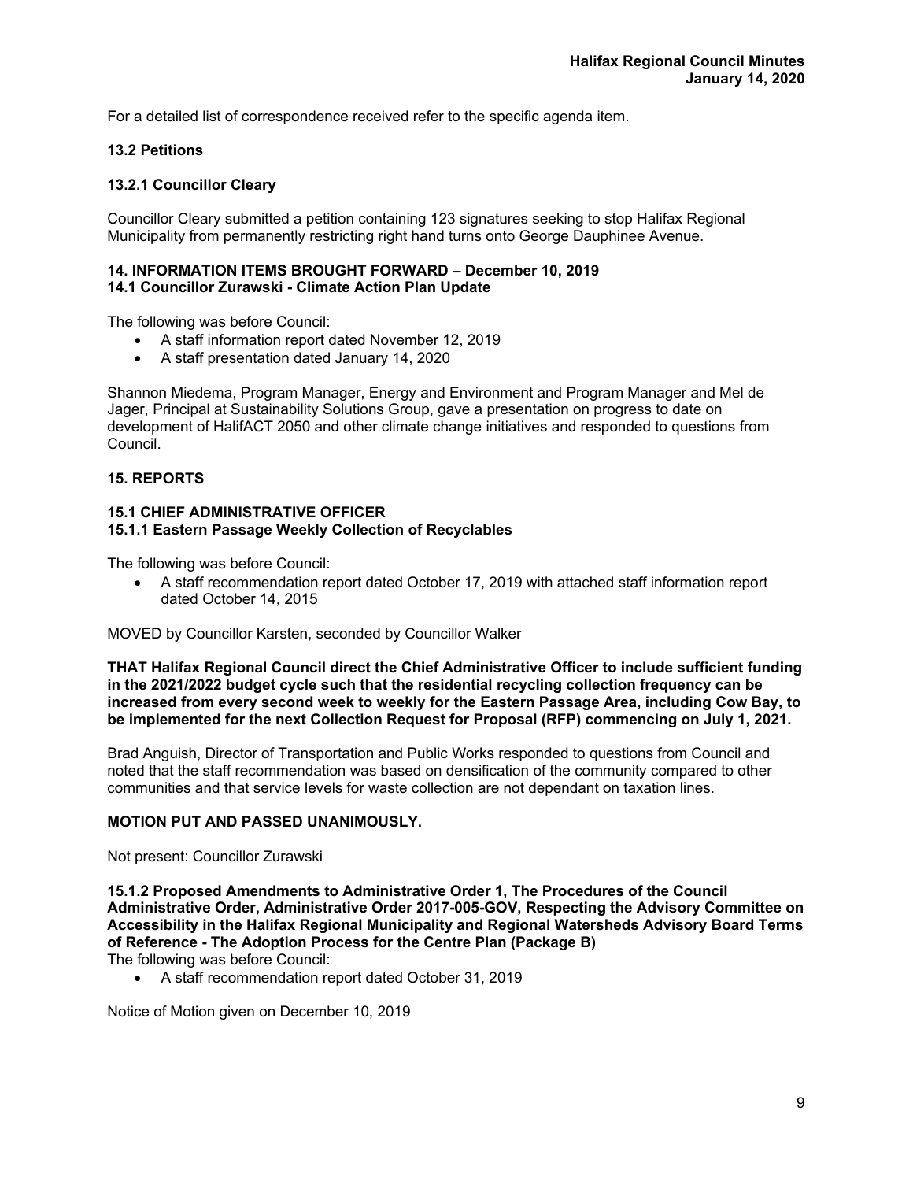For a detailed list of correspondence received refer to the specific agenda item.

**13.2 Petitions**

**13.2.1 Councillor Cleary**

Councillor Cleary submitted a petition containing 123 signatures seeking to stop Halifax Regional Municipality from permanently restricting right hand turns onto George Dauphinee Avenue.

**14. INFORMATION ITEMS BROUGHT FORWARD – December 10, 2019**
**14.1 Councillor Zurawski - Climate Action Plan Update**

The following was before Council:

- A staff information report dated November 12, 2019
- A staff presentation dated January 14, 2020

Shannon Miedema, Program Manager, Energy and Environment and Program Manager and Mel de Jager, Principal at Sustainability Solutions Group, gave a presentation on progress to date on development of HalifACT 2050 and other climate change initiatives and responded to questions from Council.

**15. REPORTS**

**15.1 CHIEF ADMINISTRATIVE OFFICER**
**15.1.1 Eastern Passage Weekly Collection of Recyclables**

The following was before Council:

- A staff recommendation report dated October 17, 2019 with attached staff information report dated October 14, 2015

MOVED by Councillor Karsten, seconded by Councillor Walker

**THAT Halifax Regional Council direct the Chief Administrative Officer to include sufficient funding in the 2021/2022 budget cycle such that the residential recycling collection frequency can be increased from every second week to weekly for the Eastern Passage Area, including Cow Bay, to be implemented for the next Collection Request for Proposal (RFP) commencing on July 1, 2021.**

Brad Anguish, Director of Transportation and Public Works responded to questions from Council and noted that the staff recommendation was based on densification of the community compared to other communities and that service levels for waste collection are not dependant on taxation lines.

**MOTION PUT AND PASSED UNANIMOUSLY.**

Not present: Councillor Zurawski

**15.1.2 Proposed Amendments to Administrative Order 1, The Procedures of the Council Administrative Order, Administrative Order 2017-005-GOV, Respecting the Advisory Committee on Accessibility in the Halifax Regional Municipality and Regional Watersheds Advisory Board Terms of Reference - The Adoption Process for the Centre Plan (Package B)**

The following was before Council:

- A staff recommendation report dated October 31, 2019

Notice of Motion given on December 10, 2019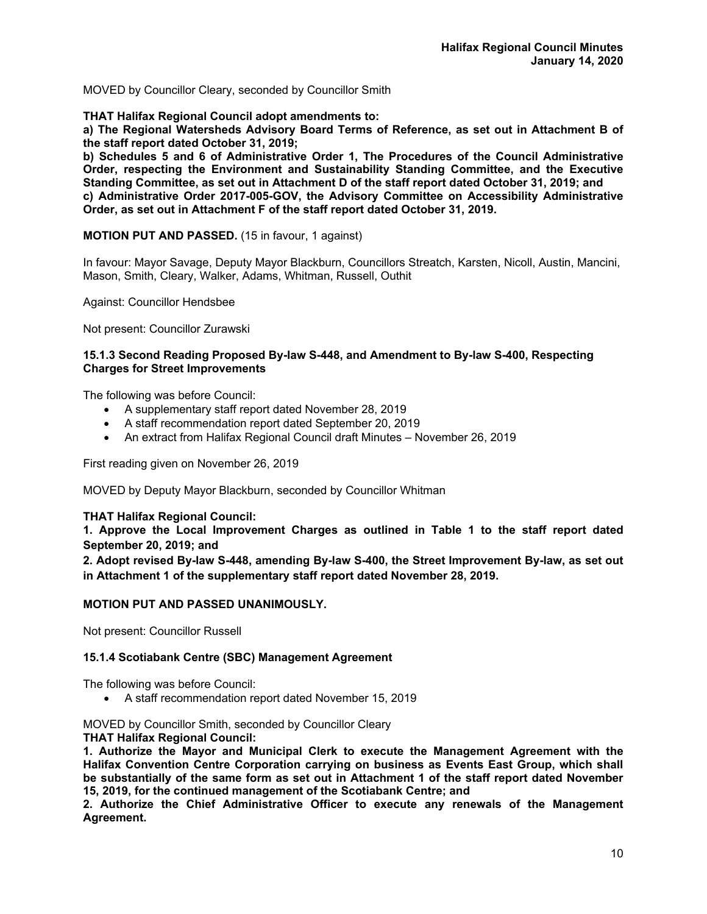MOVED by Councillor Cleary, seconded by Councillor Smith

**THAT Halifax Regional Council adopt amendments to:**
**a) The Regional Watersheds Advisory Board Terms of Reference, as set out in Attachment B of the staff report dated October 31, 2019;**
**b) Schedules 5 and 6 of Administrative Order 1, The Procedures of the Council Administrative Order, respecting the Environment and Sustainability Standing Committee, and the Executive Standing Committee, as set out in Attachment D of the staff report dated October 31, 2019; and**
**c) Administrative Order 2017-005-GOV, the Advisory Committee on Accessibility Administrative Order, as set out in Attachment F of the staff report dated October 31, 2019.**

**MOTION PUT AND PASSED.** (15 in favour, 1 against)

In favour: Mayor Savage, Deputy Mayor Blackburn, Councillors Streatch, Karsten, Nicoll, Austin, Mancini, Mason, Smith, Cleary, Walker, Adams, Whitman, Russell, Outhit

Against: Councillor Hendsbee

Not present: Councillor Zurawski

### 15.1.3 Second Reading Proposed By-law S-448, and Amendment to By-law S-400, Respecting Charges for Street Improvements

The following was before Council:

- A supplementary staff report dated November 28, 2019
- A staff recommendation report dated September 20, 2019
- An extract from Halifax Regional Council draft Minutes – November 26, 2019

First reading given on November 26, 2019

MOVED by Deputy Mayor Blackburn, seconded by Councillor Whitman

**THAT Halifax Regional Council:**
**1. Approve the Local Improvement Charges as outlined in Table 1 to the staff report dated September 20, 2019; and**
**2. Adopt revised By-law S-448, amending By-law S-400, the Street Improvement By-law, as set out in Attachment 1 of the supplementary staff report dated November 28, 2019.**

**MOTION PUT AND PASSED UNANIMOUSLY.**

Not present: Councillor Russell

### 15.1.4 Scotiabank Centre (SBC) Management Agreement

The following was before Council:

- A staff recommendation report dated November 15, 2019

MOVED by Councillor Smith, seconded by Councillor Cleary
**THAT Halifax Regional Council:**
**1. Authorize the Mayor and Municipal Clerk to execute the Management Agreement with the Halifax Convention Centre Corporation carrying on business as Events East Group, which shall be substantially of the same form as set out in Attachment 1 of the staff report dated November 15, 2019, for the continued management of the Scotiabank Centre; and**
**2. Authorize the Chief Administrative Officer to execute any renewals of the Management Agreement.**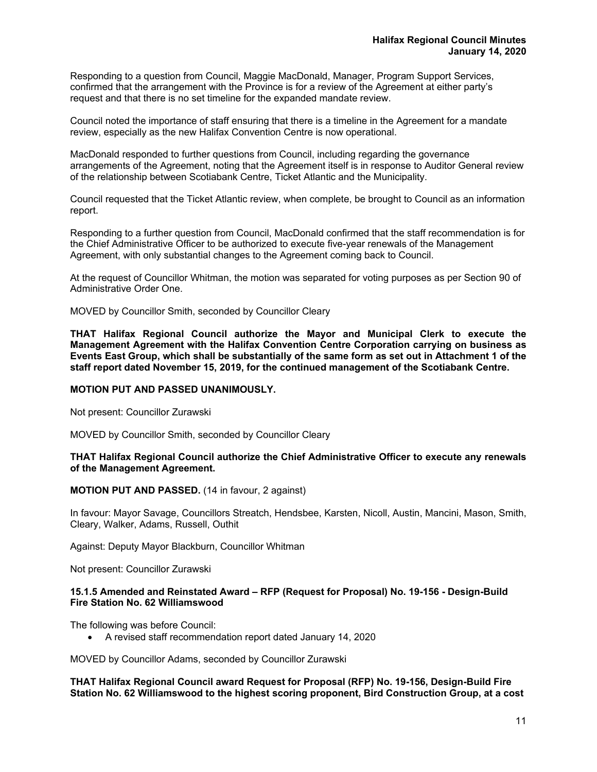Responding to a question from Council, Maggie MacDonald, Manager, Program Support Services, confirmed that the arrangement with the Province is for a review of the Agreement at either party's request and that there is no set timeline for the expanded mandate review.

Council noted the importance of staff ensuring that there is a timeline in the Agreement for a mandate review, especially as the new Halifax Convention Centre is now operational.

MacDonald responded to further questions from Council, including regarding the governance arrangements of the Agreement, noting that the Agreement itself is in response to Auditor General review of the relationship between Scotiabank Centre, Ticket Atlantic and the Municipality.

Council requested that the Ticket Atlantic review, when complete, be brought to Council as an information report.

Responding to a further question from Council, MacDonald confirmed that the staff recommendation is for the Chief Administrative Officer to be authorized to execute five-year renewals of the Management Agreement, with only substantial changes to the Agreement coming back to Council.

At the request of Councillor Whitman, the motion was separated for voting purposes as per Section 90 of Administrative Order One.

MOVED by Councillor Smith, seconded by Councillor Cleary

**THAT Halifax Regional Council authorize the Mayor and Municipal Clerk to execute the Management Agreement with the Halifax Convention Centre Corporation carrying on business as Events East Group, which shall be substantially of the same form as set out in Attachment 1 of the staff report dated November 15, 2019, for the continued management of the Scotiabank Centre.**

**MOTION PUT AND PASSED UNANIMOUSLY.**

Not present: Councillor Zurawski

MOVED by Councillor Smith, seconded by Councillor Cleary

**THAT Halifax Regional Council authorize the Chief Administrative Officer to execute any renewals of the Management Agreement.**

**MOTION PUT AND PASSED.** (14 in favour, 2 against)

In favour: Mayor Savage, Councillors Streatch, Hendsbee, Karsten, Nicoll, Austin, Mancini, Mason, Smith, Cleary, Walker, Adams, Russell, Outhit

Against: Deputy Mayor Blackburn, Councillor Whitman

Not present: Councillor Zurawski

**15.1.5 Amended and Reinstated Award – RFP (Request for Proposal) No. 19-156 - Design-Build Fire Station No. 62 Williamswood**

The following was before Council:

- A revised staff recommendation report dated January 14, 2020

MOVED by Councillor Adams, seconded by Councillor Zurawski

**THAT Halifax Regional Council award Request for Proposal (RFP) No. 19-156, Design-Build Fire Station No. 62 Williamswood to the highest scoring proponent, Bird Construction Group, at a cost**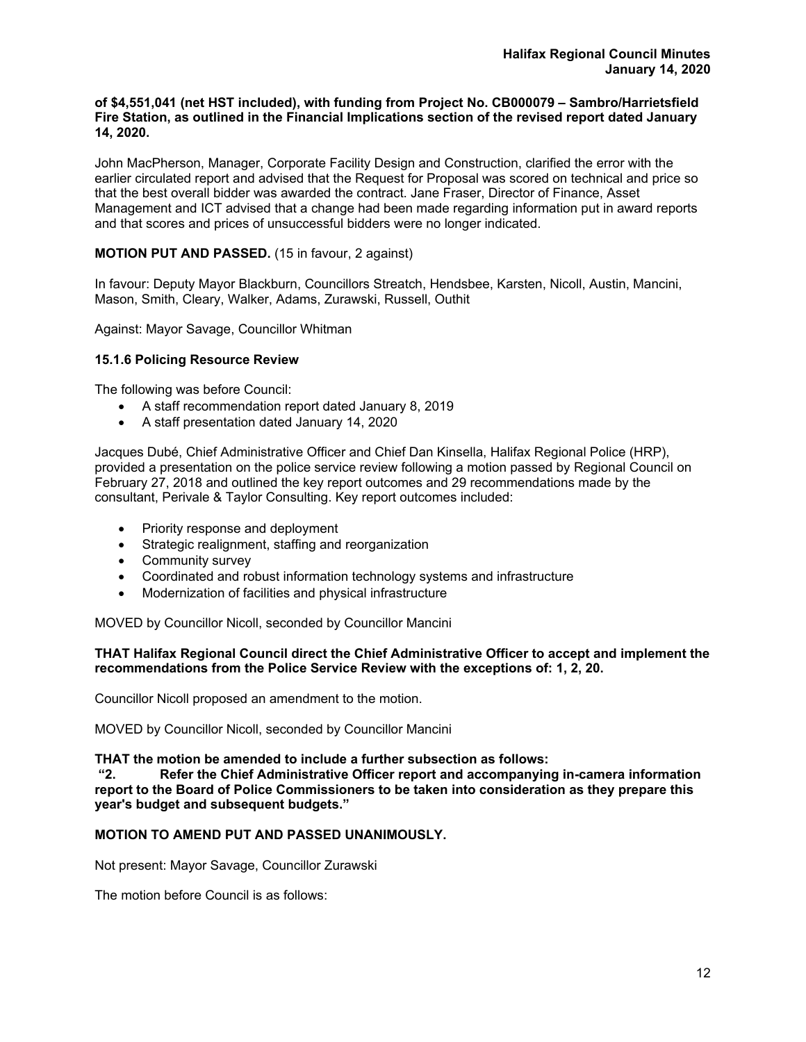**of $4,551,041 (net HST included), with funding from Project No. CB000079 – Sambro/Harrietsfield Fire Station, as outlined in the Financial Implications section of the revised report dated January 14, 2020.**

John MacPherson, Manager, Corporate Facility Design and Construction, clarified the error with the earlier circulated report and advised that the Request for Proposal was scored on technical and price so that the best overall bidder was awarded the contract. Jane Fraser, Director of Finance, Asset Management and ICT advised that a change had been made regarding information put in award reports and that scores and prices of unsuccessful bidders were no longer indicated.

**MOTION PUT AND PASSED.** (15 in favour, 2 against)

In favour: Deputy Mayor Blackburn, Councillors Streatch, Hendsbee, Karsten, Nicoll, Austin, Mancini, Mason, Smith, Cleary, Walker, Adams, Zurawski, Russell, Outhit

Against: Mayor Savage, Councillor Whitman

### 15.1.6 Policing Resource Review

The following was before Council:

- A staff recommendation report dated January 8, 2019
- A staff presentation dated January 14, 2020

Jacques Dubé, Chief Administrative Officer and Chief Dan Kinsella, Halifax Regional Police (HRP), provided a presentation on the police service review following a motion passed by Regional Council on February 27, 2018 and outlined the key report outcomes and 29 recommendations made by the consultant, Perivale & Taylor Consulting. Key report outcomes included:

- Priority response and deployment
- Strategic realignment, staffing and reorganization
- Community survey
- Coordinated and robust information technology systems and infrastructure
- Modernization of facilities and physical infrastructure

MOVED by Councillor Nicoll, seconded by Councillor Mancini

**THAT Halifax Regional Council direct the Chief Administrative Officer to accept and implement the recommendations from the Police Service Review with the exceptions of: 1, 2, 20.**

Councillor Nicoll proposed an amendment to the motion.

MOVED by Councillor Nicoll, seconded by Councillor Mancini

**THAT the motion be amended to include a further subsection as follows:**
**"2. Refer the Chief Administrative Officer report and accompanying in-camera information report to the Board of Police Commissioners to be taken into consideration as they prepare this year's budget and subsequent budgets."**

**MOTION TO AMEND PUT AND PASSED UNANIMOUSLY.**

Not present: Mayor Savage, Councillor Zurawski

The motion before Council is as follows: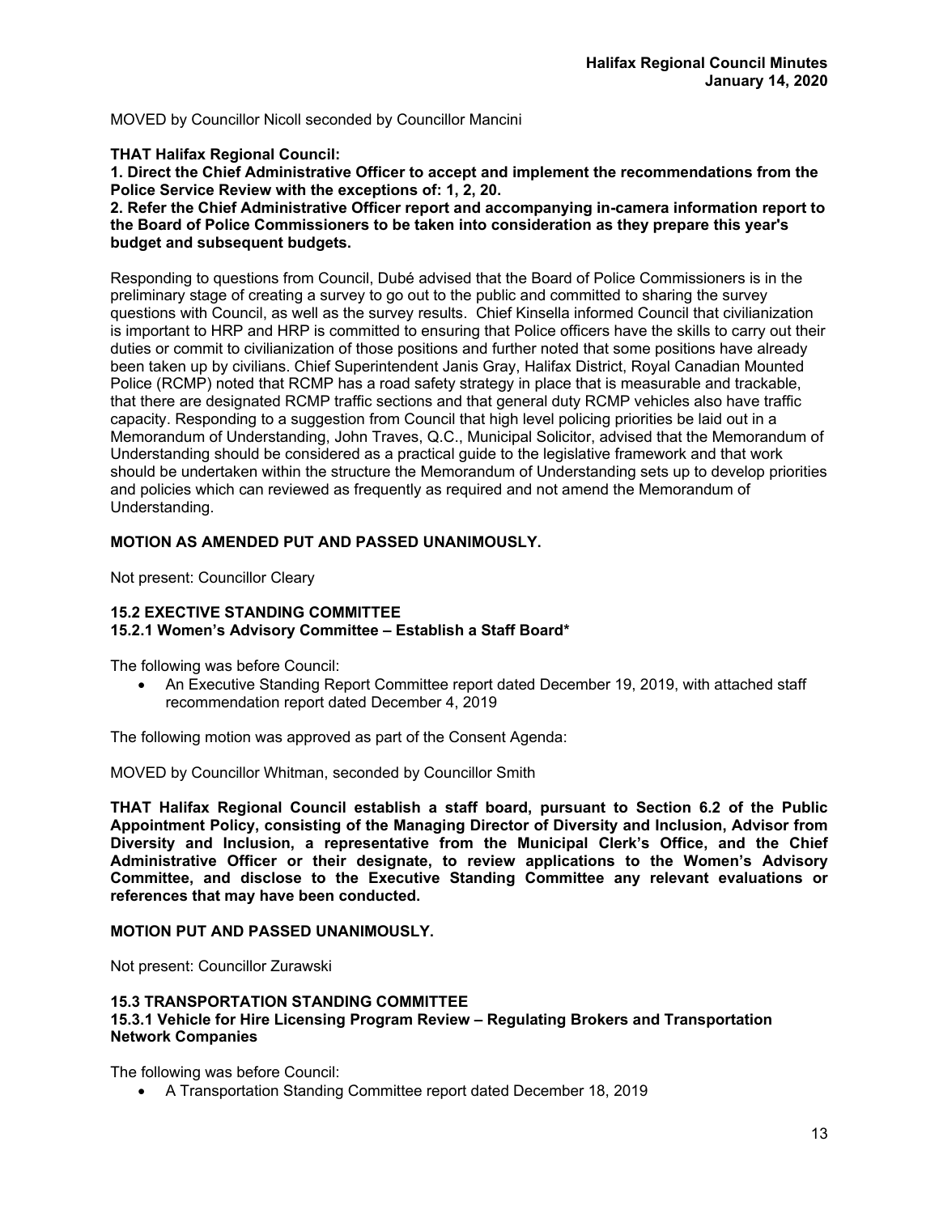MOVED by Councillor Nicoll seconded by Councillor Mancini

**THAT Halifax Regional Council:**

**1. Direct the Chief Administrative Officer to accept and implement the recommendations from the Police Service Review with the exceptions of: 1, 2, 20.**

**2. Refer the Chief Administrative Officer report and accompanying in-camera information report to the Board of Police Commissioners to be taken into consideration as they prepare this year's budget and subsequent budgets.**

Responding to questions from Council, Dubé advised that the Board of Police Commissioners is in the preliminary stage of creating a survey to go out to the public and committed to sharing the survey questions with Council, as well as the survey results. Chief Kinsella informed Council that civilianization is important to HRP and HRP is committed to ensuring that Police officers have the skills to carry out their duties or commit to civilianization of those positions and further noted that some positions have already been taken up by civilians. Chief Superintendent Janis Gray, Halifax District, Royal Canadian Mounted Police (RCMP) noted that RCMP has a road safety strategy in place that is measurable and trackable, that there are designated RCMP traffic sections and that general duty RCMP vehicles also have traffic capacity. Responding to a suggestion from Council that high level policing priorities be laid out in a Memorandum of Understanding, John Traves, Q.C., Municipal Solicitor, advised that the Memorandum of Understanding should be considered as a practical guide to the legislative framework and that work should be undertaken within the structure the Memorandum of Understanding sets up to develop priorities and policies which can reviewed as frequently as required and not amend the Memorandum of Understanding.

**MOTION AS AMENDED PUT AND PASSED UNANIMOUSLY.**

Not present: Councillor Cleary

## 15.2 EXECTIVE STANDING COMMITTEE

### 15.2.1 Women's Advisory Committee – Establish a Staff Board*

The following was before Council:

- An Executive Standing Report Committee report dated December 19, 2019, with attached staff recommendation report dated December 4, 2019

The following motion was approved as part of the Consent Agenda:

MOVED by Councillor Whitman, seconded by Councillor Smith

**THAT Halifax Regional Council establish a staff board, pursuant to Section 6.2 of the Public Appointment Policy, consisting of the Managing Director of Diversity and Inclusion, Advisor from Diversity and Inclusion, a representative from the Municipal Clerk's Office, and the Chief Administrative Officer or their designate, to review applications to the Women's Advisory Committee, and disclose to the Executive Standing Committee any relevant evaluations or references that may have been conducted.**

**MOTION PUT AND PASSED UNANIMOUSLY.**

Not present: Councillor Zurawski

## 15.3 TRANSPORTATION STANDING COMMITTEE

### 15.3.1 Vehicle for Hire Licensing Program Review – Regulating Brokers and Transportation Network Companies

The following was before Council:

- A Transportation Standing Committee report dated December 18, 2019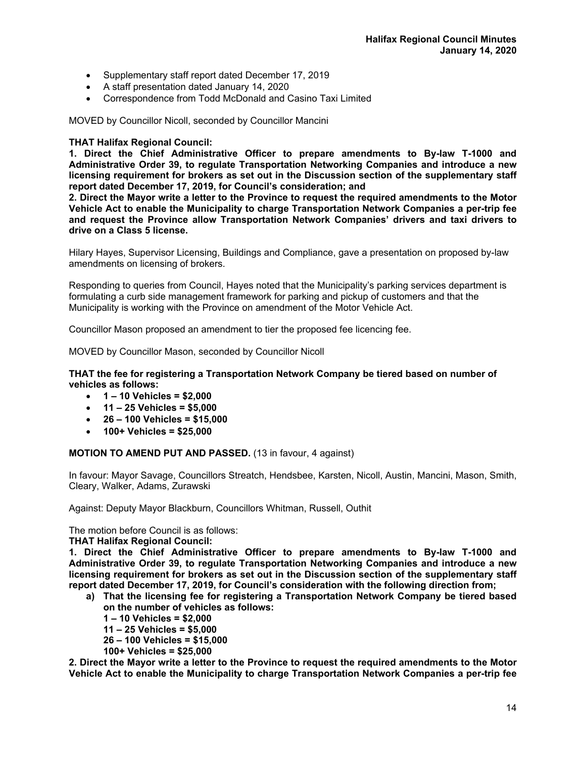- Supplementary staff report dated December 17, 2019
- A staff presentation dated January 14, 2020
- Correspondence from Todd McDonald and Casino Taxi Limited

MOVED by Councillor Nicoll, seconded by Councillor Mancini

**THAT Halifax Regional Council:**
**1. Direct the Chief Administrative Officer to prepare amendments to By-law T-1000 and Administrative Order 39, to regulate Transportation Networking Companies and introduce a new licensing requirement for brokers as set out in the Discussion section of the supplementary staff report dated December 17, 2019, for Council's consideration; and**
**2. Direct the Mayor write a letter to the Province to request the required amendments to the Motor Vehicle Act to enable the Municipality to charge Transportation Network Companies a per-trip fee and request the Province allow Transportation Network Companies' drivers and taxi drivers to drive on a Class 5 license.**

Hilary Hayes, Supervisor Licensing, Buildings and Compliance, gave a presentation on proposed by-law amendments on licensing of brokers.

Responding to queries from Council, Hayes noted that the Municipality's parking services department is formulating a curb side management framework for parking and pickup of customers and that the Municipality is working with the Province on amendment of the Motor Vehicle Act.

Councillor Mason proposed an amendment to tier the proposed fee licencing fee.

MOVED by Councillor Mason, seconded by Councillor Nicoll

**THAT the fee for registering a Transportation Network Company be tiered based on number of vehicles as follows:**

- **1 – 10 Vehicles = $2,000**
- **11 – 25 Vehicles = $5,000**
- **26 – 100 Vehicles = $15,000**
- **100+ Vehicles = $25,000**

**MOTION TO AMEND PUT AND PASSED.** (13 in favour, 4 against)

In favour: Mayor Savage, Councillors Streatch, Hendsbee, Karsten, Nicoll, Austin, Mancini, Mason, Smith, Cleary, Walker, Adams, Zurawski

Against: Deputy Mayor Blackburn, Councillors Whitman, Russell, Outhit

The motion before Council is as follows:
**THAT Halifax Regional Council:**
**1. Direct the Chief Administrative Officer to prepare amendments to By-law T-1000 and Administrative Order 39, to regulate Transportation Networking Companies and introduce a new licensing requirement for brokers as set out in the Discussion section of the supplementary staff report dated December 17, 2019, for Council's consideration with the following direction from;**

**a) That the licensing fee for registering a Transportation Network Company be tiered based on the number of vehicles as follows:**
**1 – 10 Vehicles = $2,000**
**11 – 25 Vehicles = $5,000**
**26 – 100 Vehicles = $15,000**
**100+ Vehicles = $25,000**

**2. Direct the Mayor write a letter to the Province to request the required amendments to the Motor Vehicle Act to enable the Municipality to charge Transportation Network Companies a per-trip fee**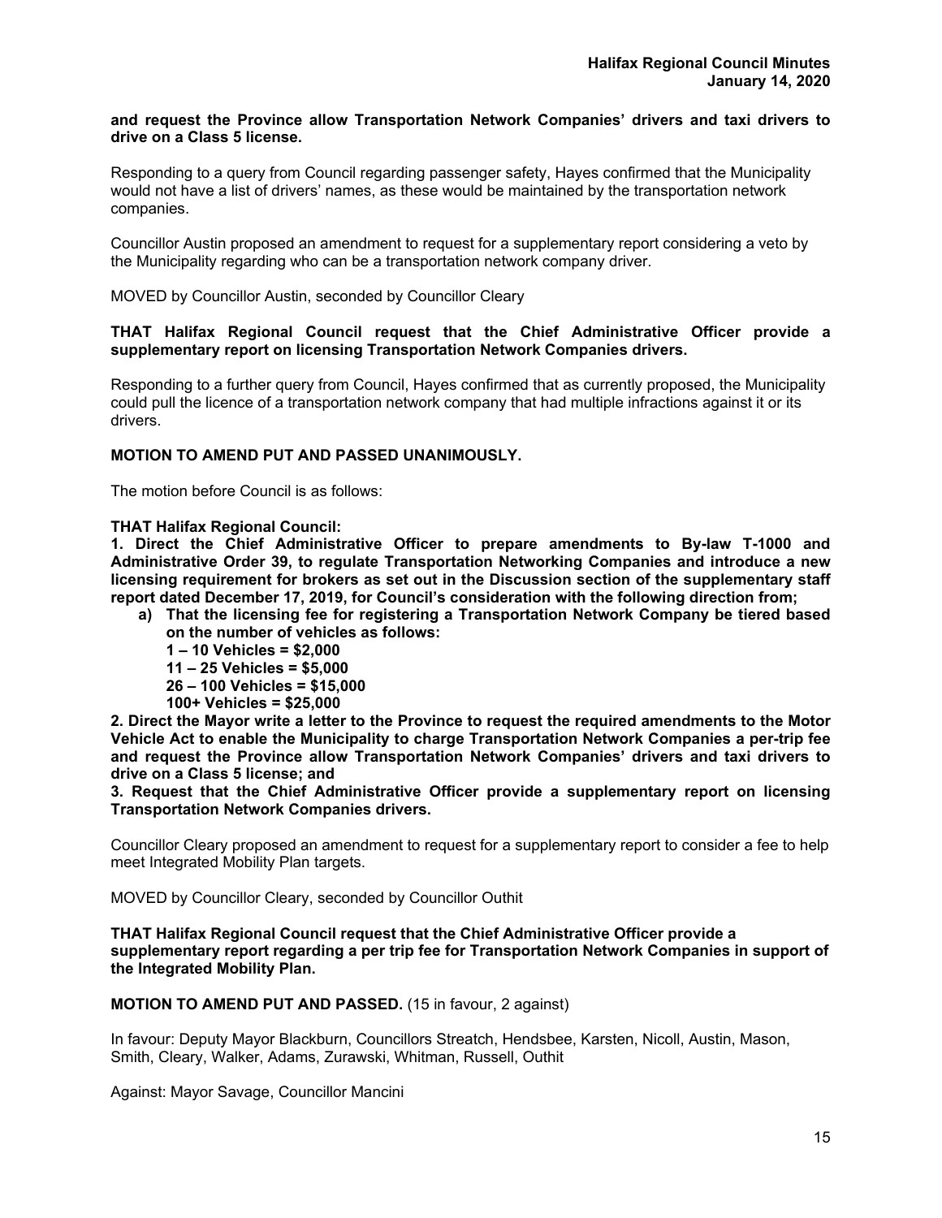**and request the Province allow Transportation Network Companies' drivers and taxi drivers to drive on a Class 5 license.**

Responding to a query from Council regarding passenger safety, Hayes confirmed that the Municipality would not have a list of drivers' names, as these would be maintained by the transportation network companies.

Councillor Austin proposed an amendment to request for a supplementary report considering a veto by the Municipality regarding who can be a transportation network company driver.

MOVED by Councillor Austin, seconded by Councillor Cleary

**THAT Halifax Regional Council request that the Chief Administrative Officer provide a supplementary report on licensing Transportation Network Companies drivers.**

Responding to a further query from Council, Hayes confirmed that as currently proposed, the Municipality could pull the licence of a transportation network company that had multiple infractions against it or its drivers.

**MOTION TO AMEND PUT AND PASSED UNANIMOUSLY.**

The motion before Council is as follows:

**THAT Halifax Regional Council:**

**1. Direct the Chief Administrative Officer to prepare amendments to By-law T-1000 and Administrative Order 39, to regulate Transportation Networking Companies and introduce a new licensing requirement for brokers as set out in the Discussion section of the supplementary staff report dated December 17, 2019, for Council's consideration with the following direction from;**

**a) That the licensing fee for registering a Transportation Network Company be tiered based on the number of vehicles as follows:**
**1 – 10 Vehicles = $2,000**
**11 – 25 Vehicles = $5,000**
**26 – 100 Vehicles = $15,000**
**100+ Vehicles = $25,000**

**2. Direct the Mayor write a letter to the Province to request the required amendments to the Motor Vehicle Act to enable the Municipality to charge Transportation Network Companies a per-trip fee and request the Province allow Transportation Network Companies' drivers and taxi drivers to drive on a Class 5 license; and**

**3. Request that the Chief Administrative Officer provide a supplementary report on licensing Transportation Network Companies drivers.**

Councillor Cleary proposed an amendment to request for a supplementary report to consider a fee to help meet Integrated Mobility Plan targets.

MOVED by Councillor Cleary, seconded by Councillor Outhit

**THAT Halifax Regional Council request that the Chief Administrative Officer provide a supplementary report regarding a per trip fee for Transportation Network Companies in support of the Integrated Mobility Plan.**

**MOTION TO AMEND PUT AND PASSED.** (15 in favour, 2 against)

In favour: Deputy Mayor Blackburn, Councillors Streatch, Hendsbee, Karsten, Nicoll, Austin, Mason, Smith, Cleary, Walker, Adams, Zurawski, Whitman, Russell, Outhit

Against: Mayor Savage, Councillor Mancini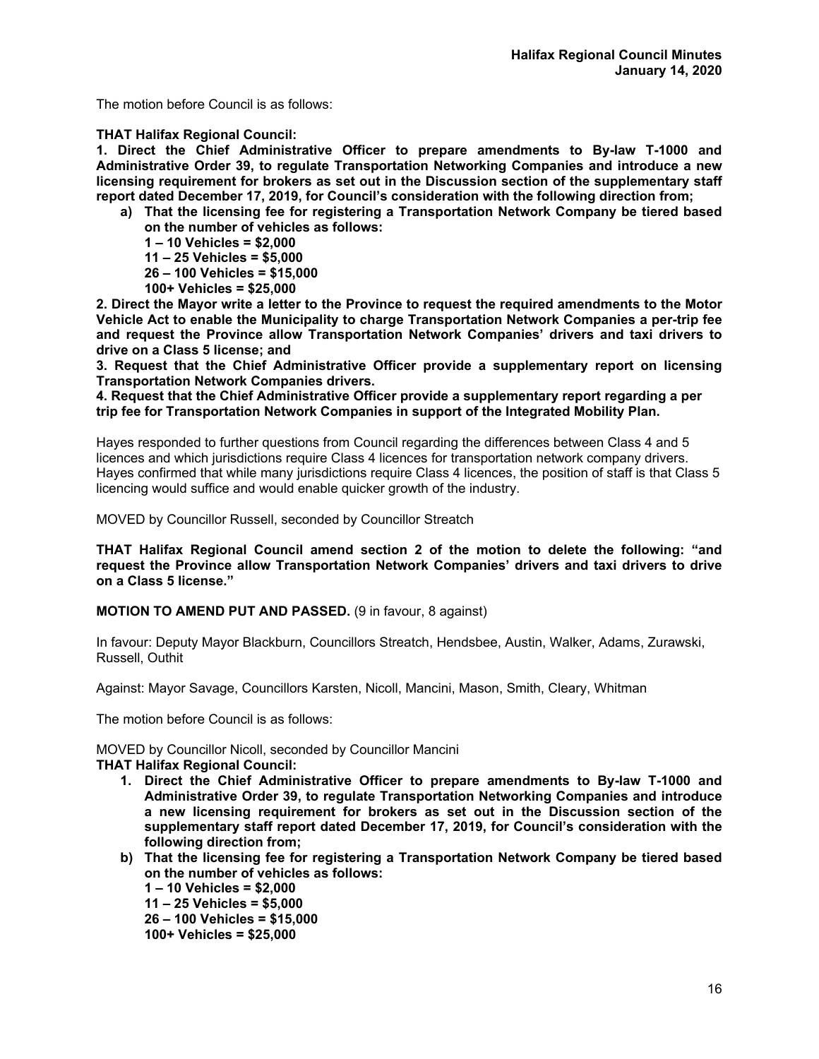The motion before Council is as follows:

**THAT Halifax Regional Council:**

**1. Direct the Chief Administrative Officer to prepare amendments to By-law T-1000 and Administrative Order 39, to regulate Transportation Networking Companies and introduce a new licensing requirement for brokers as set out in the Discussion section of the supplementary staff report dated December 17, 2019, for Council's consideration with the following direction from;**

- **a) That the licensing fee for registering a Transportation Network Company be tiered based on the number of vehicles as follows:**
  **1 – 10 Vehicles = $2,000**
  **11 – 25 Vehicles = $5,000**
  **26 – 100 Vehicles = $15,000**
  **100+ Vehicles = $25,000**

**2. Direct the Mayor write a letter to the Province to request the required amendments to the Motor Vehicle Act to enable the Municipality to charge Transportation Network Companies a per-trip fee and request the Province allow Transportation Network Companies' drivers and taxi drivers to drive on a Class 5 license; and**

**3. Request that the Chief Administrative Officer provide a supplementary report on licensing Transportation Network Companies drivers.**

**4. Request that the Chief Administrative Officer provide a supplementary report regarding a per trip fee for Transportation Network Companies in support of the Integrated Mobility Plan.**

Hayes responded to further questions from Council regarding the differences between Class 4 and 5 licences and which jurisdictions require Class 4 licences for transportation network company drivers. Hayes confirmed that while many jurisdictions require Class 4 licences, the position of staff is that Class 5 licencing would suffice and would enable quicker growth of the industry.

MOVED by Councillor Russell, seconded by Councillor Streatch

**THAT Halifax Regional Council amend section 2 of the motion to delete the following: "and request the Province allow Transportation Network Companies' drivers and taxi drivers to drive on a Class 5 license."**

**MOTION TO AMEND PUT AND PASSED.** (9 in favour, 8 against)

In favour: Deputy Mayor Blackburn, Councillors Streatch, Hendsbee, Austin, Walker, Adams, Zurawski, Russell, Outhit

Against: Mayor Savage, Councillors Karsten, Nicoll, Mancini, Mason, Smith, Cleary, Whitman

The motion before Council is as follows:

MOVED by Councillor Nicoll, seconded by Councillor Mancini

**THAT Halifax Regional Council:**

1. **Direct the Chief Administrative Officer to prepare amendments to By-law T-1000 and Administrative Order 39, to regulate Transportation Networking Companies and introduce a new licensing requirement for brokers as set out in the Discussion section of the supplementary staff report dated December 17, 2019, for Council's consideration with the following direction from;**

- **b) That the licensing fee for registering a Transportation Network Company be tiered based on the number of vehicles as follows:**
  **1 – 10 Vehicles = $2,000**
  **11 – 25 Vehicles = $5,000**
  **26 – 100 Vehicles = $15,000**
  **100+ Vehicles = $25,000**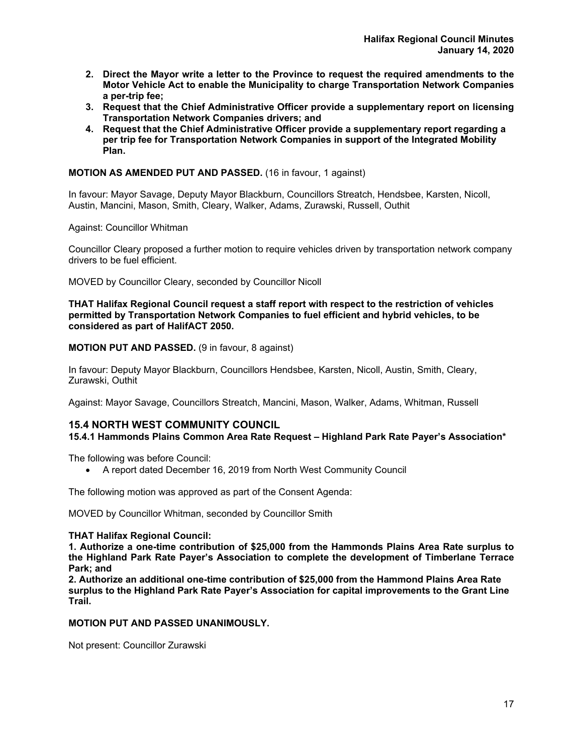**2. Direct the Mayor write a letter to the Province to request the required amendments to the Motor Vehicle Act to enable the Municipality to charge Transportation Network Companies a per-trip fee;**
**3. Request that the Chief Administrative Officer provide a supplementary report on licensing Transportation Network Companies drivers; and**
**4. Request that the Chief Administrative Officer provide a supplementary report regarding a per trip fee for Transportation Network Companies in support of the Integrated Mobility Plan.**

**MOTION AS AMENDED PUT AND PASSED.** (16 in favour, 1 against)

In favour: Mayor Savage, Deputy Mayor Blackburn, Councillors Streatch, Hendsbee, Karsten, Nicoll, Austin, Mancini, Mason, Smith, Cleary, Walker, Adams, Zurawski, Russell, Outhit

Against: Councillor Whitman

Councillor Cleary proposed a further motion to require vehicles driven by transportation network company drivers to be fuel efficient.

MOVED by Councillor Cleary, seconded by Councillor Nicoll

**THAT Halifax Regional Council request a staff report with respect to the restriction of vehicles permitted by Transportation Network Companies to fuel efficient and hybrid vehicles, to be considered as part of HalifACT 2050.**

**MOTION PUT AND PASSED.** (9 in favour, 8 against)

In favour: Deputy Mayor Blackburn, Councillors Hendsbee, Karsten, Nicoll, Austin, Smith, Cleary, Zurawski, Outhit

Against: Mayor Savage, Councillors Streatch, Mancini, Mason, Walker, Adams, Whitman, Russell

## 15.4 NORTH WEST COMMUNITY COUNCIL

### 15.4.1 Hammonds Plains Common Area Rate Request – Highland Park Rate Payer's Association*

The following was before Council:

- A report dated December 16, 2019 from North West Community Council

The following motion was approved as part of the Consent Agenda:

MOVED by Councillor Whitman, seconded by Councillor Smith

**THAT Halifax Regional Council:**
**1. Authorize a one-time contribution of $25,000 from the Hammonds Plains Area Rate surplus to the Highland Park Rate Payer's Association to complete the development of Timberlane Terrace Park; and**
**2. Authorize an additional one-time contribution of $25,000 from the Hammond Plains Area Rate surplus to the Highland Park Rate Payer's Association for capital improvements to the Grant Line Trail.**

**MOTION PUT AND PASSED UNANIMOUSLY.**

Not present: Councillor Zurawski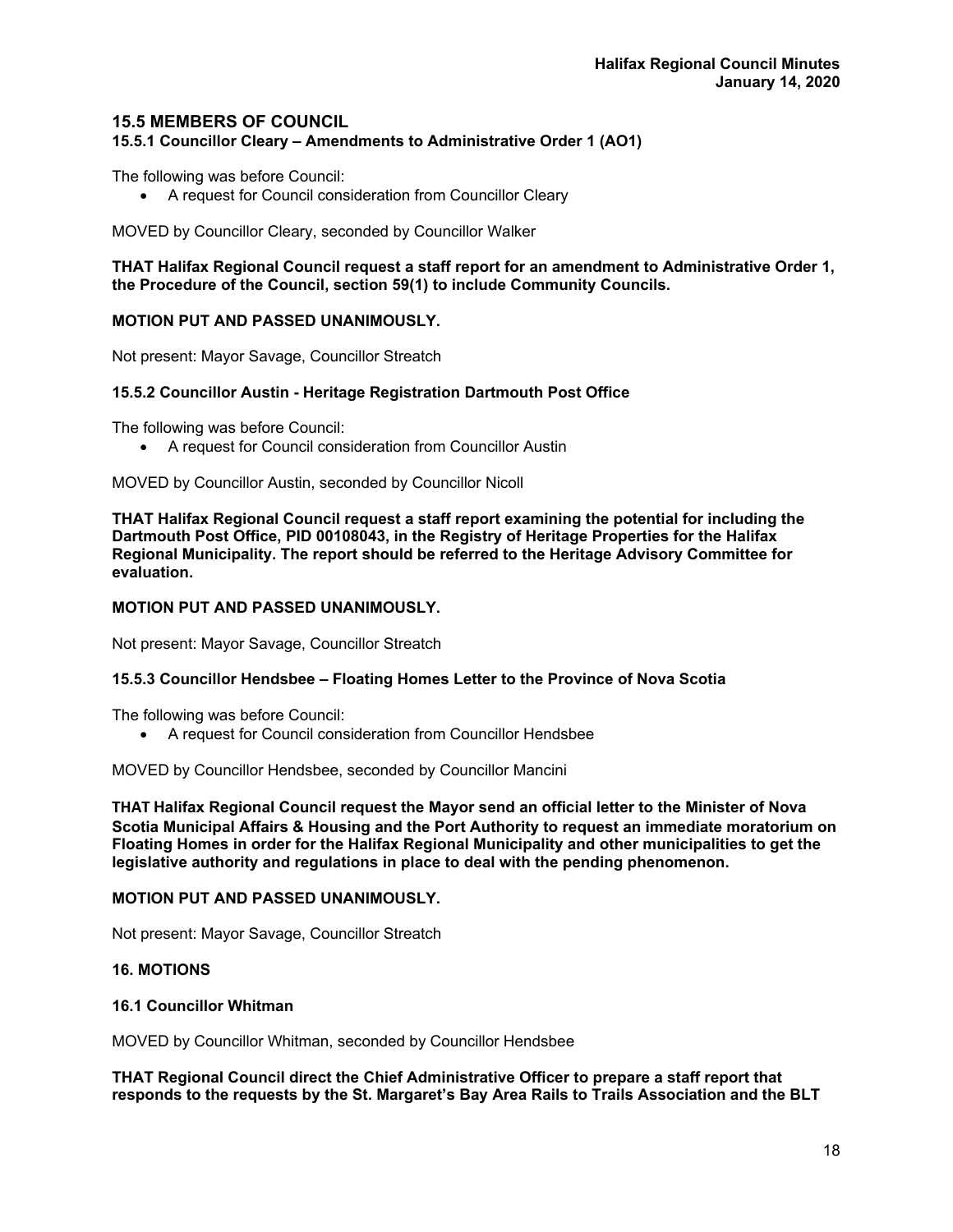## 15.5 MEMBERS OF COUNCIL

### 15.5.1 Councillor Cleary – Amendments to Administrative Order 1 (AO1)

The following was before Council:

- A request for Council consideration from Councillor Cleary

MOVED by Councillor Cleary, seconded by Councillor Walker

**THAT Halifax Regional Council request a staff report for an amendment to Administrative Order 1, the Procedure of the Council, section 59(1) to include Community Councils.**

**MOTION PUT AND PASSED UNANIMOUSLY.**

Not present: Mayor Savage, Councillor Streatch

### 15.5.2 Councillor Austin - Heritage Registration Dartmouth Post Office

The following was before Council:

- A request for Council consideration from Councillor Austin

MOVED by Councillor Austin, seconded by Councillor Nicoll

**THAT Halifax Regional Council request a staff report examining the potential for including the Dartmouth Post Office, PID 00108043, in the Registry of Heritage Properties for the Halifax Regional Municipality. The report should be referred to the Heritage Advisory Committee for evaluation.**

**MOTION PUT AND PASSED UNANIMOUSLY.**

Not present: Mayor Savage, Councillor Streatch

### 15.5.3 Councillor Hendsbee – Floating Homes Letter to the Province of Nova Scotia

The following was before Council:

- A request for Council consideration from Councillor Hendsbee

MOVED by Councillor Hendsbee, seconded by Councillor Mancini

**THAT Halifax Regional Council request the Mayor send an official letter to the Minister of Nova Scotia Municipal Affairs & Housing and the Port Authority to request an immediate moratorium on Floating Homes in order for the Halifax Regional Municipality and other municipalities to get the legislative authority and regulations in place to deal with the pending phenomenon.**

**MOTION PUT AND PASSED UNANIMOUSLY.**

Not present: Mayor Savage, Councillor Streatch

## 16. MOTIONS

### 16.1 Councillor Whitman

MOVED by Councillor Whitman, seconded by Councillor Hendsbee

**THAT Regional Council direct the Chief Administrative Officer to prepare a staff report that responds to the requests by the St. Margaret's Bay Area Rails to Trails Association and the BLT**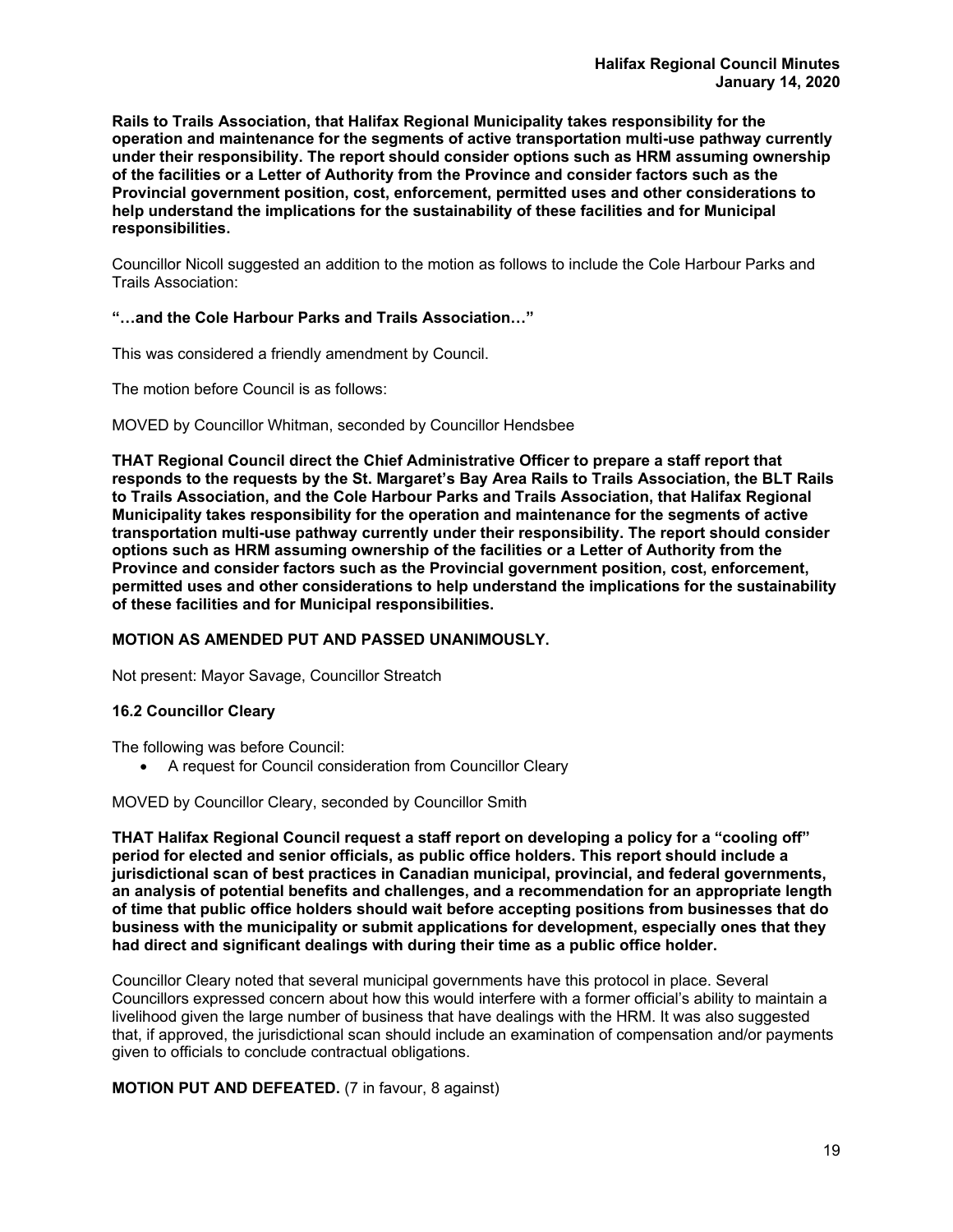**Rails to Trails Association, that Halifax Regional Municipality takes responsibility for the operation and maintenance for the segments of active transportation multi-use pathway currently under their responsibility. The report should consider options such as HRM assuming ownership of the facilities or a Letter of Authority from the Province and consider factors such as the Provincial government position, cost, enforcement, permitted uses and other considerations to help understand the implications for the sustainability of these facilities and for Municipal responsibilities.**

Councillor Nicoll suggested an addition to the motion as follows to include the Cole Harbour Parks and Trails Association:

**"…and the Cole Harbour Parks and Trails Association…"**

This was considered a friendly amendment by Council.

The motion before Council is as follows:

MOVED by Councillor Whitman, seconded by Councillor Hendsbee

**THAT Regional Council direct the Chief Administrative Officer to prepare a staff report that responds to the requests by the St. Margaret's Bay Area Rails to Trails Association, the BLT Rails to Trails Association, and the Cole Harbour Parks and Trails Association, that Halifax Regional Municipality takes responsibility for the operation and maintenance for the segments of active transportation multi-use pathway currently under their responsibility. The report should consider options such as HRM assuming ownership of the facilities or a Letter of Authority from the Province and consider factors such as the Provincial government position, cost, enforcement, permitted uses and other considerations to help understand the implications for the sustainability of these facilities and for Municipal responsibilities.**

**MOTION AS AMENDED PUT AND PASSED UNANIMOUSLY.**

Not present: Mayor Savage, Councillor Streatch

### 16.2 Councillor Cleary

The following was before Council:

- A request for Council consideration from Councillor Cleary

MOVED by Councillor Cleary, seconded by Councillor Smith

**THAT Halifax Regional Council request a staff report on developing a policy for a "cooling off" period for elected and senior officials, as public office holders. This report should include a jurisdictional scan of best practices in Canadian municipal, provincial, and federal governments, an analysis of potential benefits and challenges, and a recommendation for an appropriate length of time that public office holders should wait before accepting positions from businesses that do business with the municipality or submit applications for development, especially ones that they had direct and significant dealings with during their time as a public office holder.**

Councillor Cleary noted that several municipal governments have this protocol in place. Several Councillors expressed concern about how this would interfere with a former official's ability to maintain a livelihood given the large number of business that have dealings with the HRM. It was also suggested that, if approved, the jurisdictional scan should include an examination of compensation and/or payments given to officials to conclude contractual obligations.

**MOTION PUT AND DEFEATED.** (7 in favour, 8 against)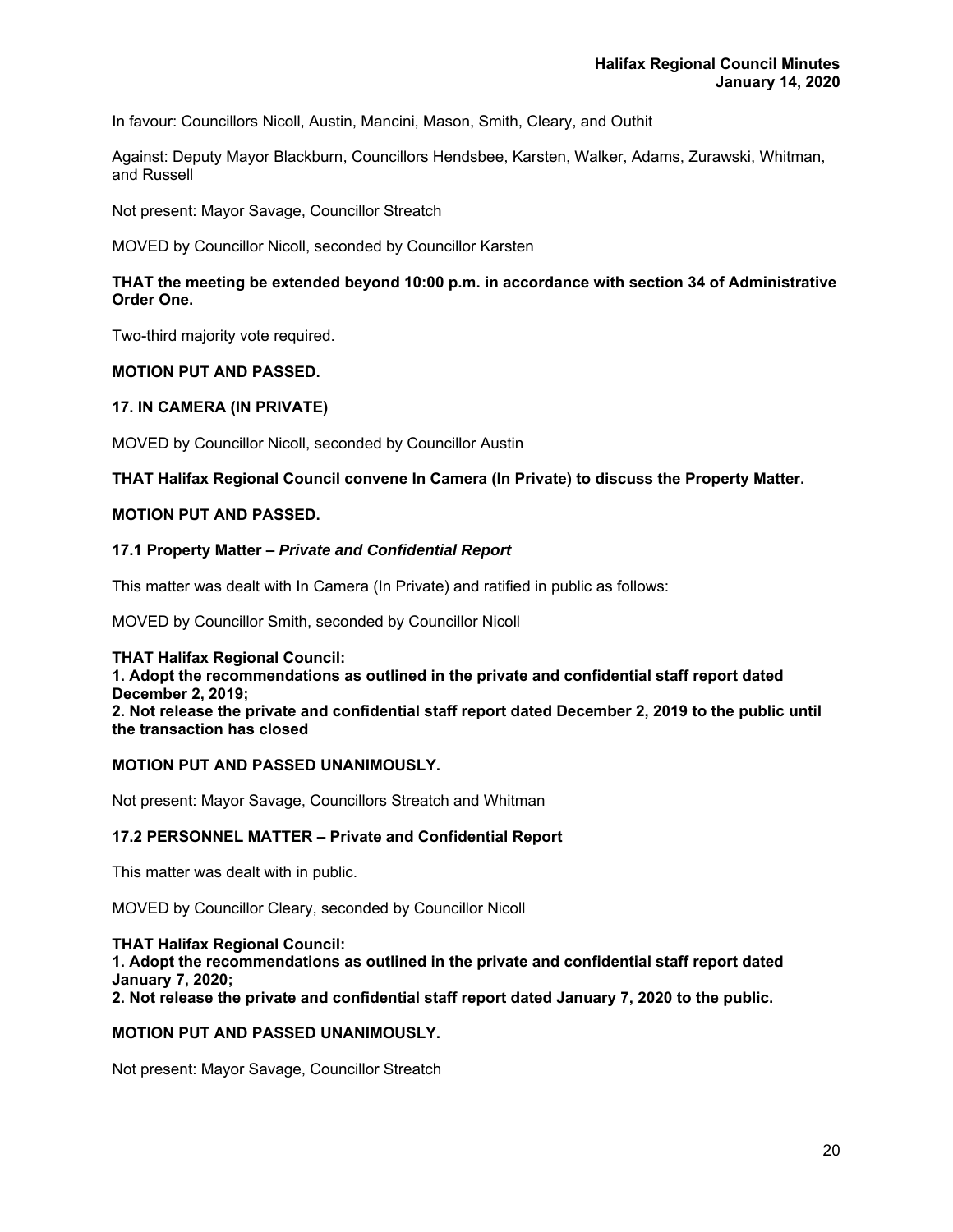In favour: Councillors Nicoll, Austin, Mancini, Mason, Smith, Cleary, and Outhit

Against: Deputy Mayor Blackburn, Councillors Hendsbee, Karsten, Walker, Adams, Zurawski, Whitman, and Russell

Not present: Mayor Savage, Councillor Streatch

MOVED by Councillor Nicoll, seconded by Councillor Karsten

**THAT the meeting be extended beyond 10:00 p.m. in accordance with section 34 of Administrative Order One.**

Two-third majority vote required.

**MOTION PUT AND PASSED.**

**17. IN CAMERA (IN PRIVATE)**

MOVED by Councillor Nicoll, seconded by Councillor Austin

**THAT Halifax Regional Council convene In Camera (In Private) to discuss the Property Matter.**

**MOTION PUT AND PASSED.**

**17.1 Property Matter –** ***Private and Confidential Report***

This matter was dealt with In Camera (In Private) and ratified in public as follows:

MOVED by Councillor Smith, seconded by Councillor Nicoll

**THAT Halifax Regional Council:**
**1. Adopt the recommendations as outlined in the private and confidential staff report dated December 2, 2019;**
**2. Not release the private and confidential staff report dated December 2, 2019 to the public until the transaction has closed**

**MOTION PUT AND PASSED UNANIMOUSLY.**

Not present: Mayor Savage, Councillors Streatch and Whitman

**17.2 PERSONNEL MATTER – Private and Confidential Report**

This matter was dealt with in public.

MOVED by Councillor Cleary, seconded by Councillor Nicoll

**THAT Halifax Regional Council:**
**1. Adopt the recommendations as outlined in the private and confidential staff report dated January 7, 2020;**
**2. Not release the private and confidential staff report dated January 7, 2020 to the public.**

**MOTION PUT AND PASSED UNANIMOUSLY.**

Not present: Mayor Savage, Councillor Streatch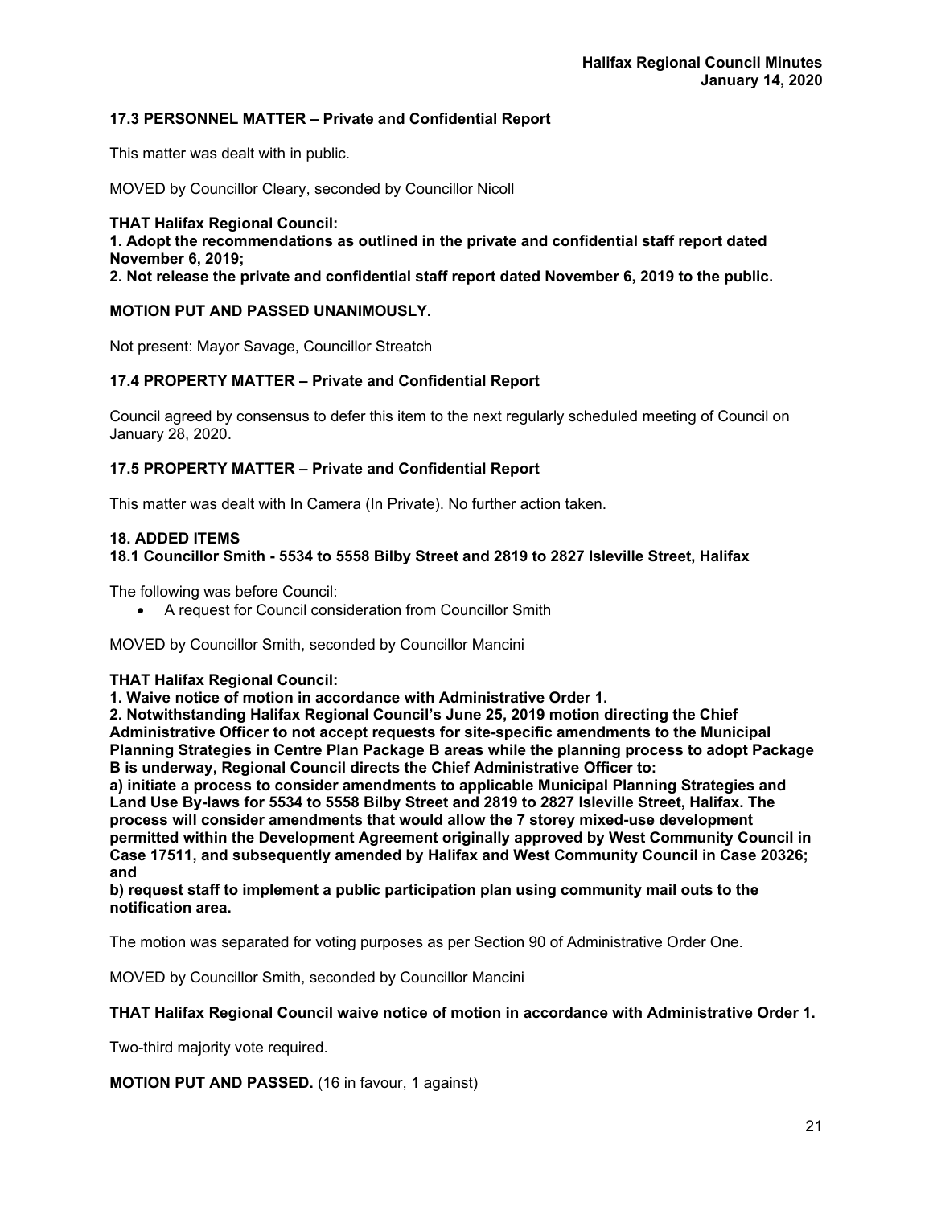### 17.3 PERSONNEL MATTER – Private and Confidential Report

This matter was dealt with in public.

MOVED by Councillor Cleary, seconded by Councillor Nicoll

**THAT Halifax Regional Council:**
**1. Adopt the recommendations as outlined in the private and confidential staff report dated November 6, 2019;**
**2. Not release the private and confidential staff report dated November 6, 2019 to the public.**

**MOTION PUT AND PASSED UNANIMOUSLY.**

Not present: Mayor Savage, Councillor Streatch

### 17.4 PROPERTY MATTER – Private and Confidential Report

Council agreed by consensus to defer this item to the next regularly scheduled meeting of Council on January 28, 2020.

### 17.5 PROPERTY MATTER – Private and Confidential Report

This matter was dealt with In Camera (In Private). No further action taken.

## 18. ADDED ITEMS

### 18.1 Councillor Smith - 5534 to 5558 Bilby Street and 2819 to 2827 Isleville Street, Halifax

The following was before Council:

- A request for Council consideration from Councillor Smith

MOVED by Councillor Smith, seconded by Councillor Mancini

**THAT Halifax Regional Council:**
**1. Waive notice of motion in accordance with Administrative Order 1.**
**2. Notwithstanding Halifax Regional Council's June 25, 2019 motion directing the Chief Administrative Officer to not accept requests for site-specific amendments to the Municipal Planning Strategies in Centre Plan Package B areas while the planning process to adopt Package B is underway, Regional Council directs the Chief Administrative Officer to:**
**a) initiate a process to consider amendments to applicable Municipal Planning Strategies and Land Use By-laws for 5534 to 5558 Bilby Street and 2819 to 2827 Isleville Street, Halifax. The process will consider amendments that would allow the 7 storey mixed-use development permitted within the Development Agreement originally approved by West Community Council in Case 17511, and subsequently amended by Halifax and West Community Council in Case 20326; and**
**b) request staff to implement a public participation plan using community mail outs to the notification area.**

The motion was separated for voting purposes as per Section 90 of Administrative Order One.

MOVED by Councillor Smith, seconded by Councillor Mancini

**THAT Halifax Regional Council waive notice of motion in accordance with Administrative Order 1.**

Two-third majority vote required.

**MOTION PUT AND PASSED.** (16 in favour, 1 against)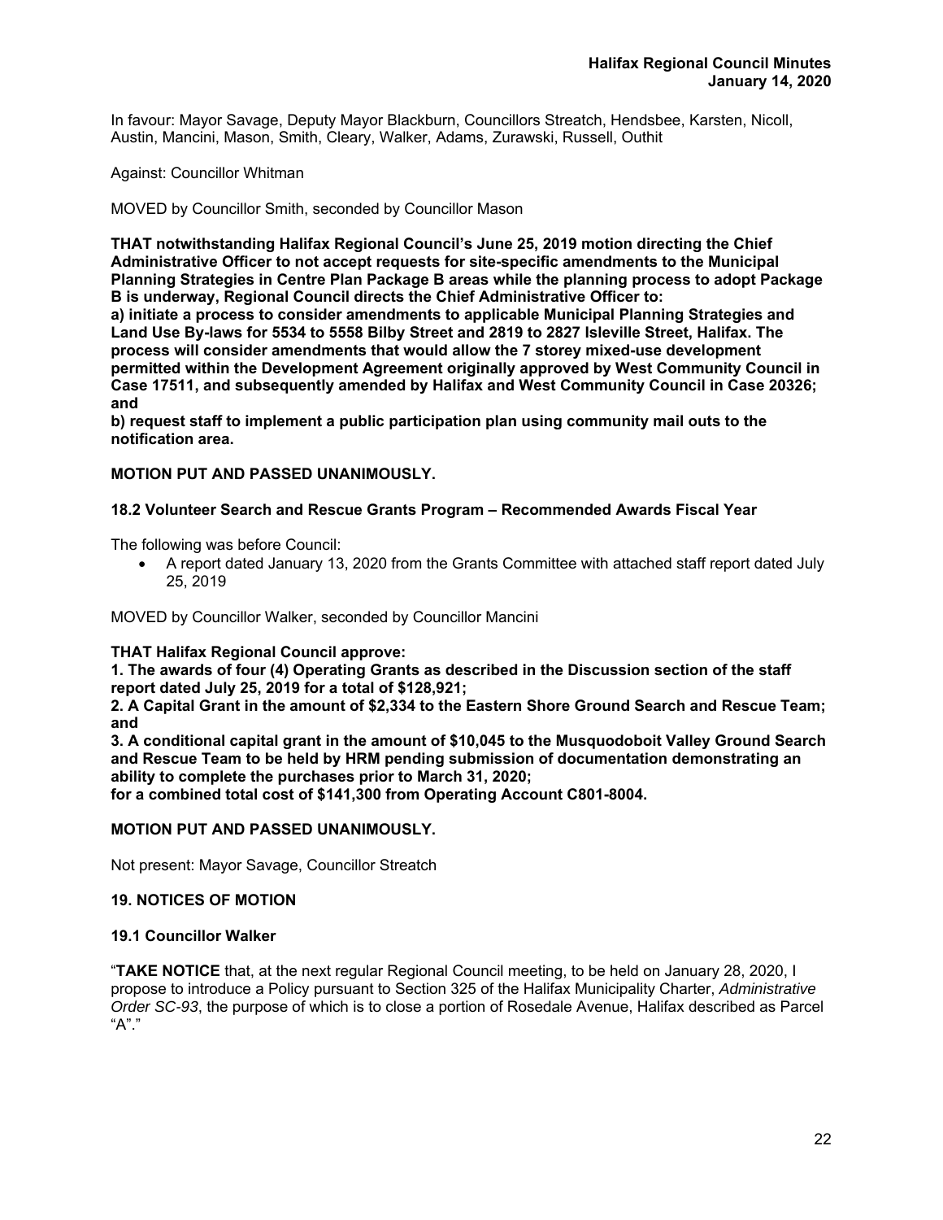In favour: Mayor Savage, Deputy Mayor Blackburn, Councillors Streatch, Hendsbee, Karsten, Nicoll, Austin, Mancini, Mason, Smith, Cleary, Walker, Adams, Zurawski, Russell, Outhit

Against: Councillor Whitman

MOVED by Councillor Smith, seconded by Councillor Mason

**THAT notwithstanding Halifax Regional Council's June 25, 2019 motion directing the Chief Administrative Officer to not accept requests for site-specific amendments to the Municipal Planning Strategies in Centre Plan Package B areas while the planning process to adopt Package B is underway, Regional Council directs the Chief Administrative Officer to:**
**a) initiate a process to consider amendments to applicable Municipal Planning Strategies and Land Use By-laws for 5534 to 5558 Bilby Street and 2819 to 2827 Isleville Street, Halifax. The process will consider amendments that would allow the 7 storey mixed-use development permitted within the Development Agreement originally approved by West Community Council in Case 17511, and subsequently amended by Halifax and West Community Council in Case 20326; and**
**b) request staff to implement a public participation plan using community mail outs to the notification area.**

**MOTION PUT AND PASSED UNANIMOUSLY.**

**18.2 Volunteer Search and Rescue Grants Program – Recommended Awards Fiscal Year**

The following was before Council:

- A report dated January 13, 2020 from the Grants Committee with attached staff report dated July 25, 2019

MOVED by Councillor Walker, seconded by Councillor Mancini

**THAT Halifax Regional Council approve:**
**1. The awards of four (4) Operating Grants as described in the Discussion section of the staff report dated July 25, 2019 for a total of $128,921;**
**2. A Capital Grant in the amount of $2,334 to the Eastern Shore Ground Search and Rescue Team; and**
**3. A conditional capital grant in the amount of $10,045 to the Musquodoboit Valley Ground Search and Rescue Team to be held by HRM pending submission of documentation demonstrating an ability to complete the purchases prior to March 31, 2020;**
**for a combined total cost of $141,300 from Operating Account C801-8004.**

**MOTION PUT AND PASSED UNANIMOUSLY.**

Not present: Mayor Savage, Councillor Streatch

**19. NOTICES OF MOTION**

**19.1 Councillor Walker**

"**TAKE NOTICE** that, at the next regular Regional Council meeting, to be held on January 28, 2020, I propose to introduce a Policy pursuant to Section 325 of the Halifax Municipality Charter, *Administrative Order SC-93*, the purpose of which is to close a portion of Rosedale Avenue, Halifax described as Parcel "A"."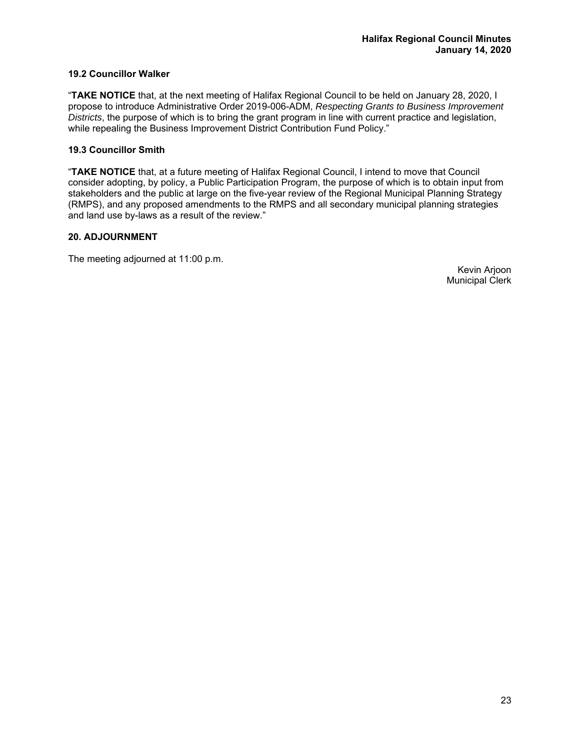### 19.2 Councillor Walker

"**TAKE NOTICE** that, at the next meeting of Halifax Regional Council to be held on January 28, 2020, I propose to introduce Administrative Order 2019-006-ADM, *Respecting Grants to Business Improvement Districts*, the purpose of which is to bring the grant program in line with current practice and legislation, while repealing the Business Improvement District Contribution Fund Policy."

### 19.3 Councillor Smith

"**TAKE NOTICE** that, at a future meeting of Halifax Regional Council, I intend to move that Council consider adopting, by policy, a Public Participation Program, the purpose of which is to obtain input from stakeholders and the public at large on the five-year review of the Regional Municipal Planning Strategy (RMPS), and any proposed amendments to the RMPS and all secondary municipal planning strategies and land use by-laws as a result of the review."

### 20. ADJOURNMENT

The meeting adjourned at 11:00 p.m.

Kevin Arjoon
Municipal Clerk